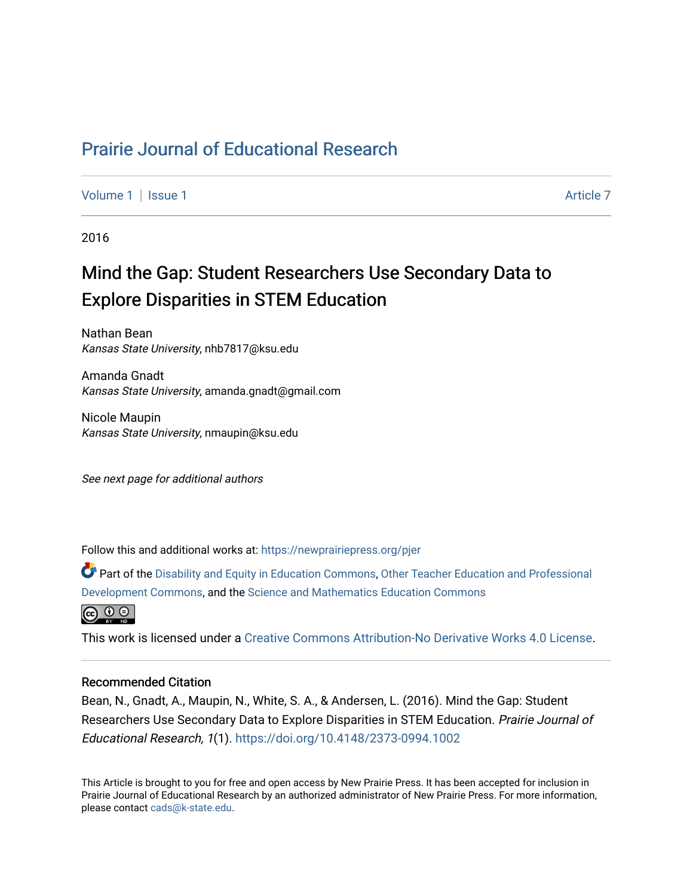# Prairie Journal of Educational Research

Volume 1 | Issue 1 | Article 7

2016

## Mind the Gap: Student Researchers Use Secondary Data to Explore Disparities in STEM Education

Nathan Bean
*Kansas State University*, nhb7817@ksu.edu

Amanda Gnadt
*Kansas State University*, amanda.gnadt@gmail.com

Nicole Maupin
*Kansas State University*, nmaupin@ksu.edu

*See next page for additional authors*

Follow this and additional works at: https://newprairiepress.org/pjer

Part of the Disability and Equity in Education Commons, Other Teacher Education and Professional Development Commons, and the Science and Mathematics Education Commons

This work is licensed under a Creative Commons Attribution-No Derivative Works 4.0 License.

### Recommended Citation

Bean, N., Gnadt, A., Maupin, N., White, S. A., & Andersen, L. (2016). Mind the Gap: Student Researchers Use Secondary Data to Explore Disparities in STEM Education. *Prairie Journal of Educational Research, 1*(1). https://doi.org/10.4148/2373-0994.1002

This Article is brought to you for free and open access by New Prairie Press. It has been accepted for inclusion in Prairie Journal of Educational Research by an authorized administrator of New Prairie Press. For more information, please contact cads@k-state.edu.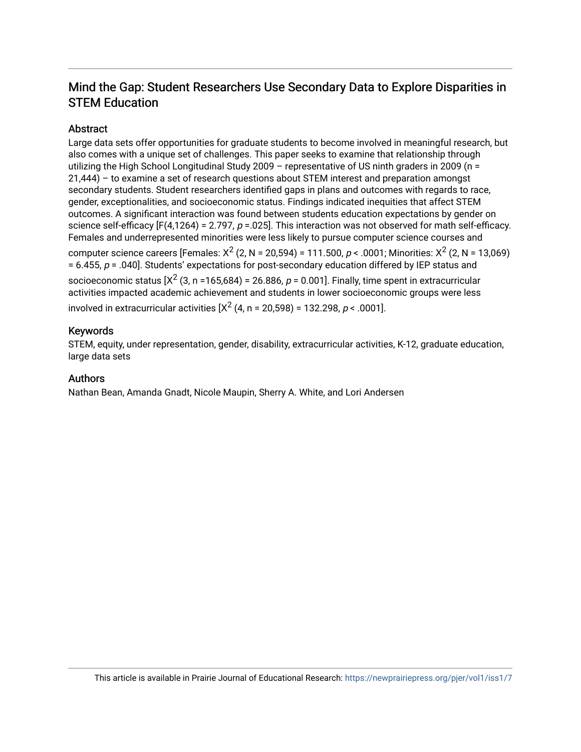# Mind the Gap: Student Researchers Use Secondary Data to Explore Disparities in STEM Education

## Abstract

Large data sets offer opportunities for graduate students to become involved in meaningful research, but also comes with a unique set of challenges. This paper seeks to examine that relationship through utilizing the High School Longitudinal Study 2009 – representative of US ninth graders in 2009 (n = 21,444) – to examine a set of research questions about STEM interest and preparation amongst secondary students. Student researchers identified gaps in plans and outcomes with regards to race, gender, exceptionalities, and socioeconomic status. Findings indicated inequities that affect STEM outcomes. A significant interaction was found between students education expectations by gender on science self-efficacy [$F(4,1264) = 2.797$, $p = .025$]. This interaction was not observed for math self-efficacy. Females and underrepresented minorities were less likely to pursue computer science courses and computer science careers [Females: $X^2$ (2, N = 20,594) = 111.500, $p < .0001$; Minorities: $X^2$ (2, N = 13,069) = 6.455, $p = .040$]. Students' expectations for post-secondary education differed by IEP status and socioeconomic status [$X^2$ (3, n =165,684) = 26.886, $p = 0.001$]. Finally, time spent in extracurricular activities impacted academic achievement and students in lower socioeconomic groups were less involved in extracurricular activities [$X^2$ (4, n = 20,598) = 132.298, $p < .0001$].

## Keywords

STEM, equity, under representation, gender, disability, extracurricular activities, K-12, graduate education, large data sets

## Authors

Nathan Bean, Amanda Gnadt, Nicole Maupin, Sherry A. White, and Lori Andersen

This article is available in Prairie Journal of Educational Research: https://newprairiepress.org/pjer/vol1/iss1/7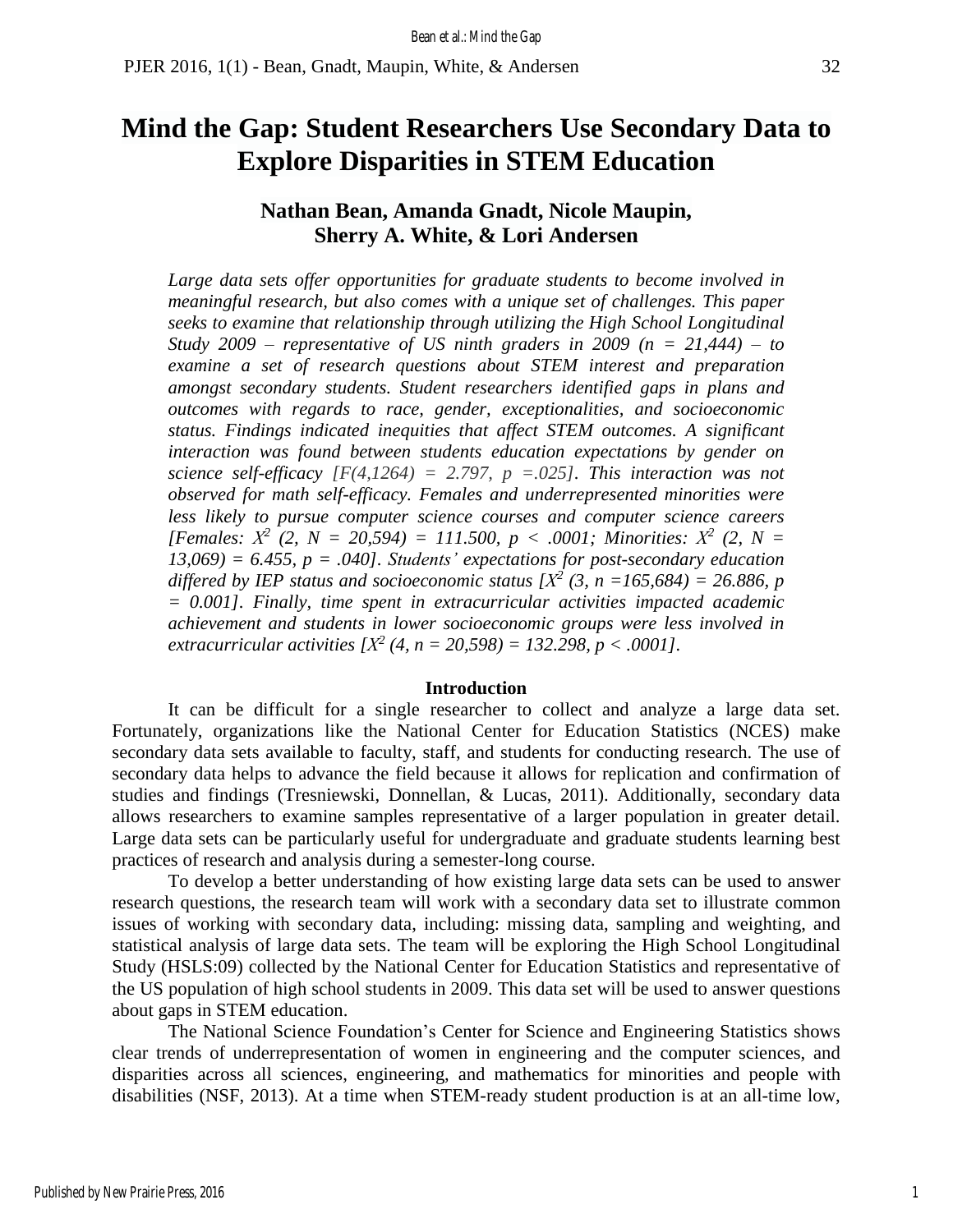# Mind the Gap: Student Researchers Use Secondary Data to Explore Disparities in STEM Education

**Nathan Bean, Amanda Gnadt, Nicole Maupin, Sherry A. White, & Lori Andersen**

*Large data sets offer opportunities for graduate students to become involved in meaningful research, but also comes with a unique set of challenges. This paper seeks to examine that relationship through utilizing the High School Longitudinal Study 2009 – representative of US ninth graders in 2009 (n = 21,444) – to examine a set of research questions about STEM interest and preparation amongst secondary students. Student researchers identified gaps in plans and outcomes with regards to race, gender, exceptionalities, and socioeconomic status. Findings indicated inequities that affect STEM outcomes. A significant interaction was found between students education expectations by gender on science self-efficacy [$F(4,1264) = 2.797$, $p = .025$]. This interaction was not observed for math self-efficacy. Females and underrepresented minorities were less likely to pursue computer science courses and computer science careers [Females: $X^2$ $(2, N = 20,594) = 111.500$, $p < .0001$; Minorities: $X^2$ $(2, N = 13,069) = 6.455$, $p = .040$]. Students' expectations for post-secondary education differed by IEP status and socioeconomic status [$X^2$ $(3, n = 165,684) = 26.886$, $p = 0.001$]. Finally, time spent in extracurricular activities impacted academic achievement and students in lower socioeconomic groups were less involved in extracurricular activities [$X^2$ $(4, n = 20,598) = 132.298$, $p < .0001$].*

## Introduction

It can be difficult for a single researcher to collect and analyze a large data set. Fortunately, organizations like the National Center for Education Statistics (NCES) make secondary data sets available to faculty, staff, and students for conducting research. The use of secondary data helps to advance the field because it allows for replication and confirmation of studies and findings (Tresniewski, Donnellan, & Lucas, 2011). Additionally, secondary data allows researchers to examine samples representative of a larger population in greater detail. Large data sets can be particularly useful for undergraduate and graduate students learning best practices of research and analysis during a semester-long course.

To develop a better understanding of how existing large data sets can be used to answer research questions, the research team will work with a secondary data set to illustrate common issues of working with secondary data, including: missing data, sampling and weighting, and statistical analysis of large data sets. The team will be exploring the High School Longitudinal Study (HSLS:09) collected by the National Center for Education Statistics and representative of the US population of high school students in 2009. This data set will be used to answer questions about gaps in STEM education.

The National Science Foundation's Center for Science and Engineering Statistics shows clear trends of underrepresentation of women in engineering and the computer sciences, and disparities across all sciences, engineering, and mathematics for minorities and people with disabilities (NSF, 2013). At a time when STEM-ready student production is at an all-time low,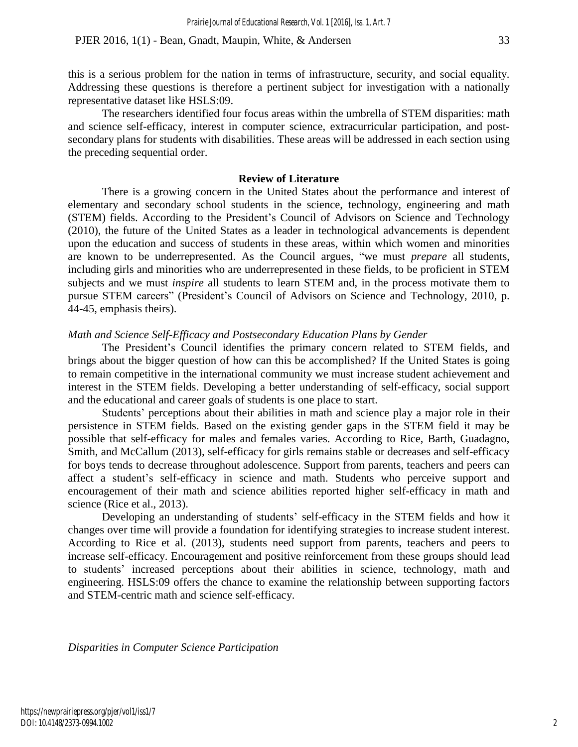this is a serious problem for the nation in terms of infrastructure, security, and social equality. Addressing these questions is therefore a pertinent subject for investigation with a nationally representative dataset like HSLS:09.

The researchers identified four focus areas within the umbrella of STEM disparities: math and science self-efficacy, interest in computer science, extracurricular participation, and post-secondary plans for students with disabilities. These areas will be addressed in each section using the preceding sequential order.

## Review of Literature

There is a growing concern in the United States about the performance and interest of elementary and secondary school students in the science, technology, engineering and math (STEM) fields. According to the President's Council of Advisors on Science and Technology (2010), the future of the United States as a leader in technological advancements is dependent upon the education and success of students in these areas, within which women and minorities are known to be underrepresented. As the Council argues, "we must *prepare* all students, including girls and minorities who are underrepresented in these fields, to be proficient in STEM subjects and we must *inspire* all students to learn STEM and, in the process motivate them to pursue STEM careers" (President's Council of Advisors on Science and Technology, 2010, p. 44-45, emphasis theirs).

### *Math and Science Self-Efficacy and Postsecondary Education Plans by Gender*

The President's Council identifies the primary concern related to STEM fields, and brings about the bigger question of how can this be accomplished? If the United States is going to remain competitive in the international community we must increase student achievement and interest in the STEM fields. Developing a better understanding of self-efficacy, social support and the educational and career goals of students is one place to start.

Students' perceptions about their abilities in math and science play a major role in their persistence in STEM fields. Based on the existing gender gaps in the STEM field it may be possible that self-efficacy for males and females varies. According to Rice, Barth, Guadagno, Smith, and McCallum (2013), self-efficacy for girls remains stable or decreases and self-efficacy for boys tends to decrease throughout adolescence. Support from parents, teachers and peers can affect a student's self-efficacy in science and math. Students who perceive support and encouragement of their math and science abilities reported higher self-efficacy in math and science (Rice et al., 2013).

Developing an understanding of students' self-efficacy in the STEM fields and how it changes over time will provide a foundation for identifying strategies to increase student interest. According to Rice et al. (2013), students need support from parents, teachers and peers to increase self-efficacy. Encouragement and positive reinforcement from these groups should lead to students' increased perceptions about their abilities in science, technology, math and engineering. HSLS:09 offers the chance to examine the relationship between supporting factors and STEM-centric math and science self-efficacy.

### *Disparities in Computer Science Participation*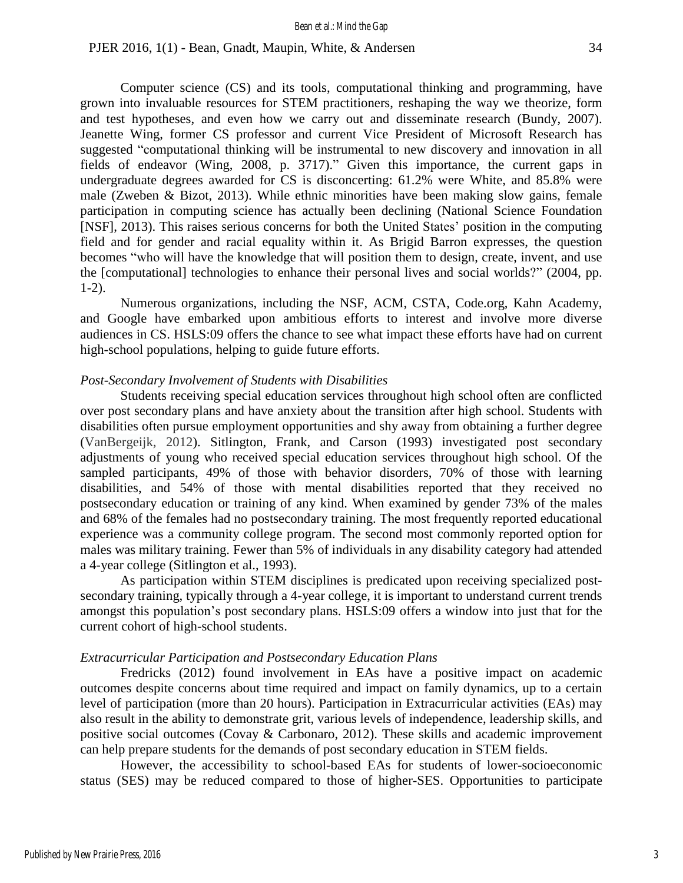Computer science (CS) and its tools, computational thinking and programming, have grown into invaluable resources for STEM practitioners, reshaping the way we theorize, form and test hypotheses, and even how we carry out and disseminate research (Bundy, 2007). Jeanette Wing, former CS professor and current Vice President of Microsoft Research has suggested "computational thinking will be instrumental to new discovery and innovation in all fields of endeavor (Wing, 2008, p. 3717)." Given this importance, the current gaps in undergraduate degrees awarded for CS is disconcerting: 61.2% were White, and 85.8% were male (Zweben & Bizot, 2013). While ethnic minorities have been making slow gains, female participation in computing science has actually been declining (National Science Foundation [NSF], 2013). This raises serious concerns for both the United States' position in the computing field and for gender and racial equality within it. As Brigid Barron expresses, the question becomes "who will have the knowledge that will position them to design, create, invent, and use the [computational] technologies to enhance their personal lives and social worlds?" (2004, pp. 1-2).

Numerous organizations, including the NSF, ACM, CSTA, Code.org, Kahn Academy, and Google have embarked upon ambitious efforts to interest and involve more diverse audiences in CS. HSLS:09 offers the chance to see what impact these efforts have had on current high-school populations, helping to guide future efforts.

*Post-Secondary Involvement of Students with Disabilities*

Students receiving special education services throughout high school often are conflicted over post secondary plans and have anxiety about the transition after high school. Students with disabilities often pursue employment opportunities and shy away from obtaining a further degree (VanBergeijk, 2012). Sitlington, Frank, and Carson (1993) investigated post secondary adjustments of young who received special education services throughout high school. Of the sampled participants, 49% of those with behavior disorders, 70% of those with learning disabilities, and 54% of those with mental disabilities reported that they received no postsecondary education or training of any kind. When examined by gender 73% of the males and 68% of the females had no postsecondary training. The most frequently reported educational experience was a community college program. The second most commonly reported option for males was military training. Fewer than 5% of individuals in any disability category had attended a 4-year college (Sitlington et al., 1993).

As participation within STEM disciplines is predicated upon receiving specialized post-secondary training, typically through a 4-year college, it is important to understand current trends amongst this population's post secondary plans. HSLS:09 offers a window into just that for the current cohort of high-school students.

*Extracurricular Participation and Postsecondary Education Plans*

Fredricks (2012) found involvement in EAs have a positive impact on academic outcomes despite concerns about time required and impact on family dynamics, up to a certain level of participation (more than 20 hours). Participation in Extracurricular activities (EAs) may also result in the ability to demonstrate grit, various levels of independence, leadership skills, and positive social outcomes (Covay & Carbonaro, 2012). These skills and academic improvement can help prepare students for the demands of post secondary education in STEM fields.

However, the accessibility to school-based EAs for students of lower-socioeconomic status (SES) may be reduced compared to those of higher-SES. Opportunities to participate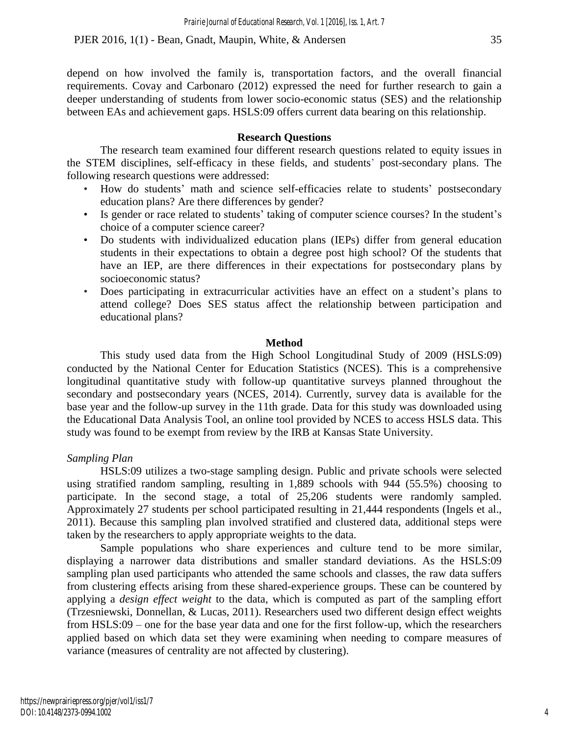depend on how involved the family is, transportation factors, and the overall financial requirements. Covay and Carbonaro (2012) expressed the need for further research to gain a deeper understanding of students from lower socio-economic status (SES) and the relationship between EAs and achievement gaps. HSLS:09 offers current data bearing on this relationship.

## Research Questions

The research team examined four different research questions related to equity issues in the STEM disciplines, self-efficacy in these fields, and students' post-secondary plans. The following research questions were addressed:

- How do students' math and science self-efficacies relate to students' postsecondary education plans? Are there differences by gender?
- Is gender or race related to students' taking of computer science courses? In the student's choice of a computer science career?
- Do students with individualized education plans (IEPs) differ from general education students in their expectations to obtain a degree post high school? Of the students that have an IEP, are there differences in their expectations for postsecondary plans by socioeconomic status?
- Does participating in extracurricular activities have an effect on a student's plans to attend college? Does SES status affect the relationship between participation and educational plans?

## Method

This study used data from the High School Longitudinal Study of 2009 (HSLS:09) conducted by the National Center for Education Statistics (NCES). This is a comprehensive longitudinal quantitative study with follow-up quantitative surveys planned throughout the secondary and postsecondary years (NCES, 2014). Currently, survey data is available for the base year and the follow-up survey in the 11th grade. Data for this study was downloaded using the Educational Data Analysis Tool, an online tool provided by NCES to access HSLS data. This study was found to be exempt from review by the IRB at Kansas State University.

### *Sampling Plan*

HSLS:09 utilizes a two-stage sampling design. Public and private schools were selected using stratified random sampling, resulting in 1,889 schools with 944 (55.5%) choosing to participate. In the second stage, a total of 25,206 students were randomly sampled. Approximately 27 students per school participated resulting in 21,444 respondents (Ingels et al., 2011). Because this sampling plan involved stratified and clustered data, additional steps were taken by the researchers to apply appropriate weights to the data.

Sample populations who share experiences and culture tend to be more similar, displaying a narrower data distributions and smaller standard deviations. As the HSLS:09 sampling plan used participants who attended the same schools and classes, the raw data suffers from clustering effects arising from these shared-experience groups. These can be countered by applying a *design effect weight* to the data, which is computed as part of the sampling effort (Trzesniewski, Donnellan, & Lucas, 2011). Researchers used two different design effect weights from HSLS:09 – one for the base year data and one for the first follow-up, which the researchers applied based on which data set they were examining when needing to compare measures of variance (measures of centrality are not affected by clustering).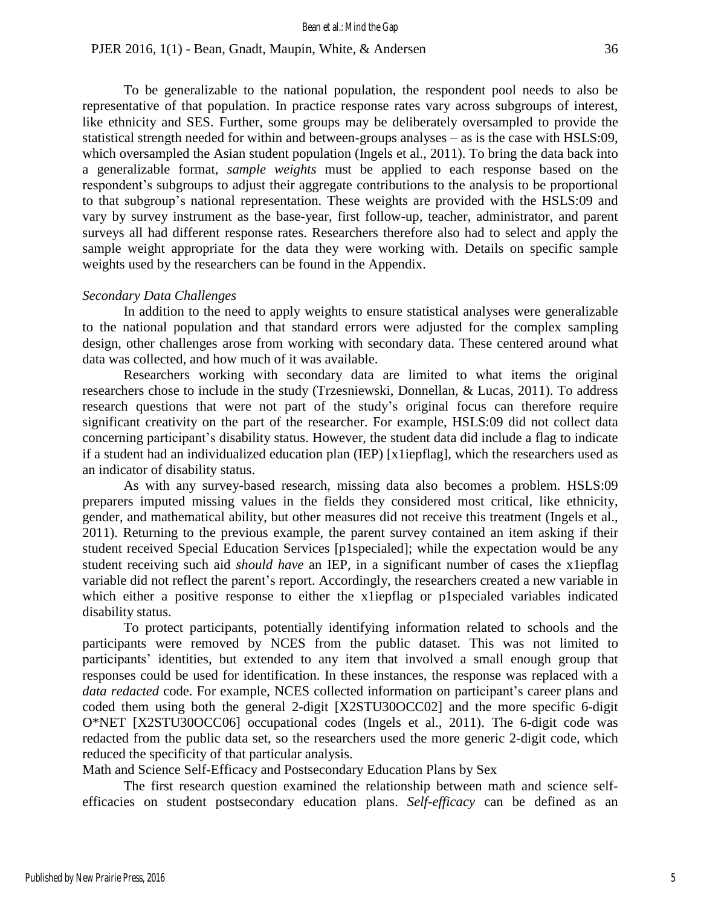To be generalizable to the national population, the respondent pool needs to also be representative of that population. In practice response rates vary across subgroups of interest, like ethnicity and SES. Further, some groups may be deliberately oversampled to provide the statistical strength needed for within and between-groups analyses – as is the case with HSLS:09, which oversampled the Asian student population (Ingels et al., 2011). To bring the data back into a generalizable format, *sample weights* must be applied to each response based on the respondent's subgroups to adjust their aggregate contributions to the analysis to be proportional to that subgroup's national representation. These weights are provided with the HSLS:09 and vary by survey instrument as the base-year, first follow-up, teacher, administrator, and parent surveys all had different response rates. Researchers therefore also had to select and apply the sample weight appropriate for the data they were working with. Details on specific sample weights used by the researchers can be found in the Appendix.

*Secondary Data Challenges*

In addition to the need to apply weights to ensure statistical analyses were generalizable to the national population and that standard errors were adjusted for the complex sampling design, other challenges arose from working with secondary data. These centered around what data was collected, and how much of it was available.

Researchers working with secondary data are limited to what items the original researchers chose to include in the study (Trzesniewski, Donnellan, & Lucas, 2011). To address research questions that were not part of the study's original focus can therefore require significant creativity on the part of the researcher. For example, HSLS:09 did not collect data concerning participant's disability status. However, the student data did include a flag to indicate if a student had an individualized education plan (IEP) [x1iepflag], which the researchers used as an indicator of disability status.

As with any survey-based research, missing data also becomes a problem. HSLS:09 preparers imputed missing values in the fields they considered most critical, like ethnicity, gender, and mathematical ability, but other measures did not receive this treatment (Ingels et al., 2011). Returning to the previous example, the parent survey contained an item asking if their student received Special Education Services [p1specialed]; while the expectation would be any student receiving such aid *should have* an IEP, in a significant number of cases the x1iepflag variable did not reflect the parent's report. Accordingly, the researchers created a new variable in which either a positive response to either the x1iepflag or p1specialed variables indicated disability status.

To protect participants, potentially identifying information related to schools and the participants were removed by NCES from the public dataset. This was not limited to participants' identities, but extended to any item that involved a small enough group that responses could be used for identification. In these instances, the response was replaced with a *data redacted* code. For example, NCES collected information on participant's career plans and coded them using both the general 2-digit [X2STU30OCC02] and the more specific 6-digit O*NET [X2STU30OCC06] occupational codes (Ingels et al., 2011). The 6-digit code was redacted from the public data set, so the researchers used the more generic 2-digit code, which reduced the specificity of that particular analysis.

Math and Science Self-Efficacy and Postsecondary Education Plans by Sex

The first research question examined the relationship between math and science self-efficacies on student postsecondary education plans. *Self-efficacy* can be defined as an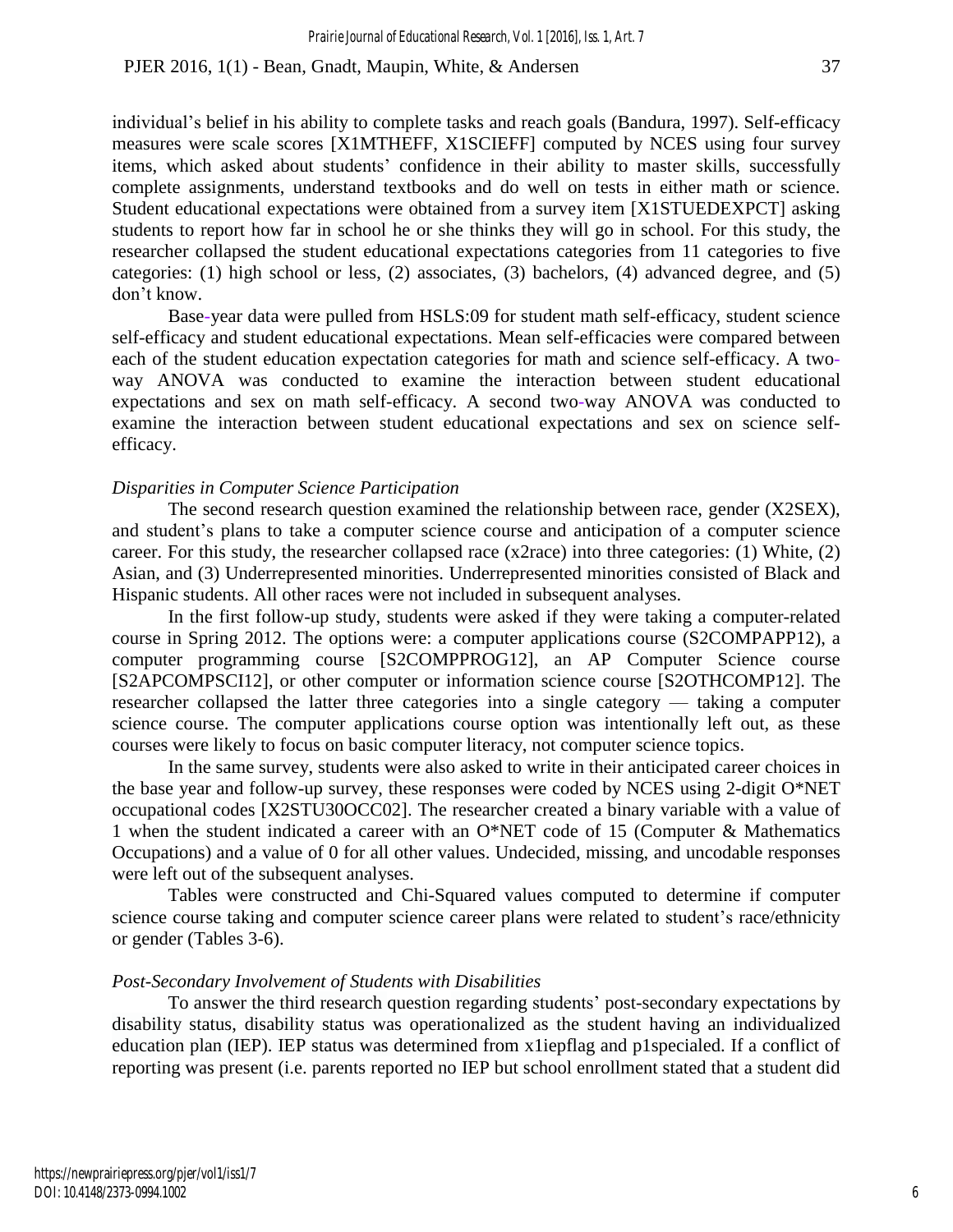individual's belief in his ability to complete tasks and reach goals (Bandura, 1997). Self-efficacy measures were scale scores [X1MTHEFF, X1SCIEFF] computed by NCES using four survey items, which asked about students' confidence in their ability to master skills, successfully complete assignments, understand textbooks and do well on tests in either math or science. Student educational expectations were obtained from a survey item [X1STUEDEXPCT] asking students to report how far in school he or she thinks they will go in school. For this study, the researcher collapsed the student educational expectations categories from 11 categories to five categories: (1) high school or less, (2) associates, (3) bachelors, (4) advanced degree, and (5) don't know.

Base-year data were pulled from HSLS:09 for student math self-efficacy, student science self-efficacy and student educational expectations. Mean self-efficacies were compared between each of the student education expectation categories for math and science self-efficacy. A two-way ANOVA was conducted to examine the interaction between student educational expectations and sex on math self-efficacy. A second two-way ANOVA was conducted to examine the interaction between student educational expectations and sex on science self-efficacy.

*Disparities in Computer Science Participation*

The second research question examined the relationship between race, gender (X2SEX), and student's plans to take a computer science course and anticipation of a computer science career. For this study, the researcher collapsed race (x2race) into three categories: (1) White, (2) Asian, and (3) Underrepresented minorities. Underrepresented minorities consisted of Black and Hispanic students. All other races were not included in subsequent analyses.

In the first follow-up study, students were asked if they were taking a computer-related course in Spring 2012. The options were: a computer applications course (S2COMPAPP12), a computer programming course [S2COMPPROG12], an AP Computer Science course [S2APCOMPSCI12], or other computer or information science course [S2OTHCOMP12]. The researcher collapsed the latter three categories into a single category — taking a computer science course. The computer applications course option was intentionally left out, as these courses were likely to focus on basic computer literacy, not computer science topics.

In the same survey, students were also asked to write in their anticipated career choices in the base year and follow-up survey, these responses were coded by NCES using 2-digit O*NET occupational codes [X2STU30OCC02]. The researcher created a binary variable with a value of 1 when the student indicated a career with an O*NET code of 15 (Computer & Mathematics Occupations) and a value of 0 for all other values. Undecided, missing, and uncodable responses were left out of the subsequent analyses.

Tables were constructed and Chi-Squared values computed to determine if computer science course taking and computer science career plans were related to student's race/ethnicity or gender (Tables 3-6).

*Post-Secondary Involvement of Students with Disabilities*

To answer the third research question regarding students' post-secondary expectations by disability status, disability status was operationalized as the student having an individualized education plan (IEP). IEP status was determined from x1iepflag and p1specialed. If a conflict of reporting was present (i.e. parents reported no IEP but school enrollment stated that a student did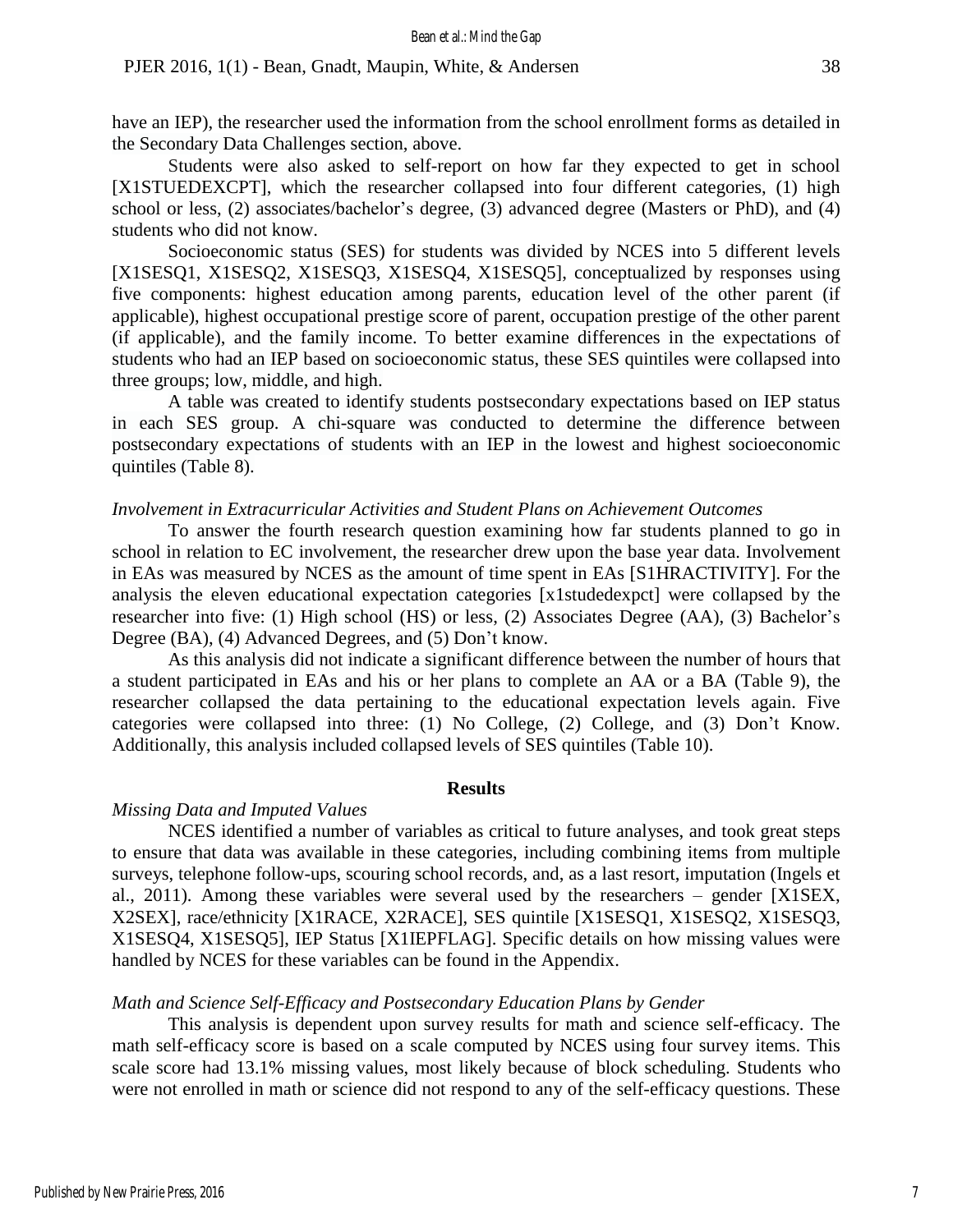have an IEP), the researcher used the information from the school enrollment forms as detailed in the Secondary Data Challenges section, above.

Students were also asked to self-report on how far they expected to get in school [X1STUEDEXCPT], which the researcher collapsed into four different categories, (1) high school or less, (2) associates/bachelor's degree, (3) advanced degree (Masters or PhD), and (4) students who did not know.

Socioeconomic status (SES) for students was divided by NCES into 5 different levels [X1SESQ1, X1SESQ2, X1SESQ3, X1SESQ4, X1SESQ5], conceptualized by responses using five components: highest education among parents, education level of the other parent (if applicable), highest occupational prestige score of parent, occupation prestige of the other parent (if applicable), and the family income. To better examine differences in the expectations of students who had an IEP based on socioeconomic status, these SES quintiles were collapsed into three groups; low, middle, and high.

A table was created to identify students postsecondary expectations based on IEP status in each SES group. A chi-square was conducted to determine the difference between postsecondary expectations of students with an IEP in the lowest and highest socioeconomic quintiles (Table 8).

*Involvement in Extracurricular Activities and Student Plans on Achievement Outcomes*

To answer the fourth research question examining how far students planned to go in school in relation to EC involvement, the researcher drew upon the base year data. Involvement in EAs was measured by NCES as the amount of time spent in EAs [S1HRACTIVITY]. For the analysis the eleven educational expectation categories [x1studedexpct] were collapsed by the researcher into five: (1) High school (HS) or less, (2) Associates Degree (AA), (3) Bachelor's Degree (BA), (4) Advanced Degrees, and (5) Don't know.

As this analysis did not indicate a significant difference between the number of hours that a student participated in EAs and his or her plans to complete an AA or a BA (Table 9), the researcher collapsed the data pertaining to the educational expectation levels again. Five categories were collapsed into three: (1) No College, (2) College, and (3) Don't Know. Additionally, this analysis included collapsed levels of SES quintiles (Table 10).

## Results

*Missing Data and Imputed Values*

NCES identified a number of variables as critical to future analyses, and took great steps to ensure that data was available in these categories, including combining items from multiple surveys, telephone follow-ups, scouring school records, and, as a last resort, imputation (Ingels et al., 2011). Among these variables were several used by the researchers – gender [X1SEX, X2SEX], race/ethnicity [X1RACE, X2RACE], SES quintile [X1SESQ1, X1SESQ2, X1SESQ3, X1SESQ4, X1SESQ5], IEP Status [X1IEPFLAG]. Specific details on how missing values were handled by NCES for these variables can be found in the Appendix.

*Math and Science Self-Efficacy and Postsecondary Education Plans by Gender*

This analysis is dependent upon survey results for math and science self-efficacy. The math self-efficacy score is based on a scale computed by NCES using four survey items. This scale score had 13.1% missing values, most likely because of block scheduling. Students who were not enrolled in math or science did not respond to any of the self-efficacy questions. These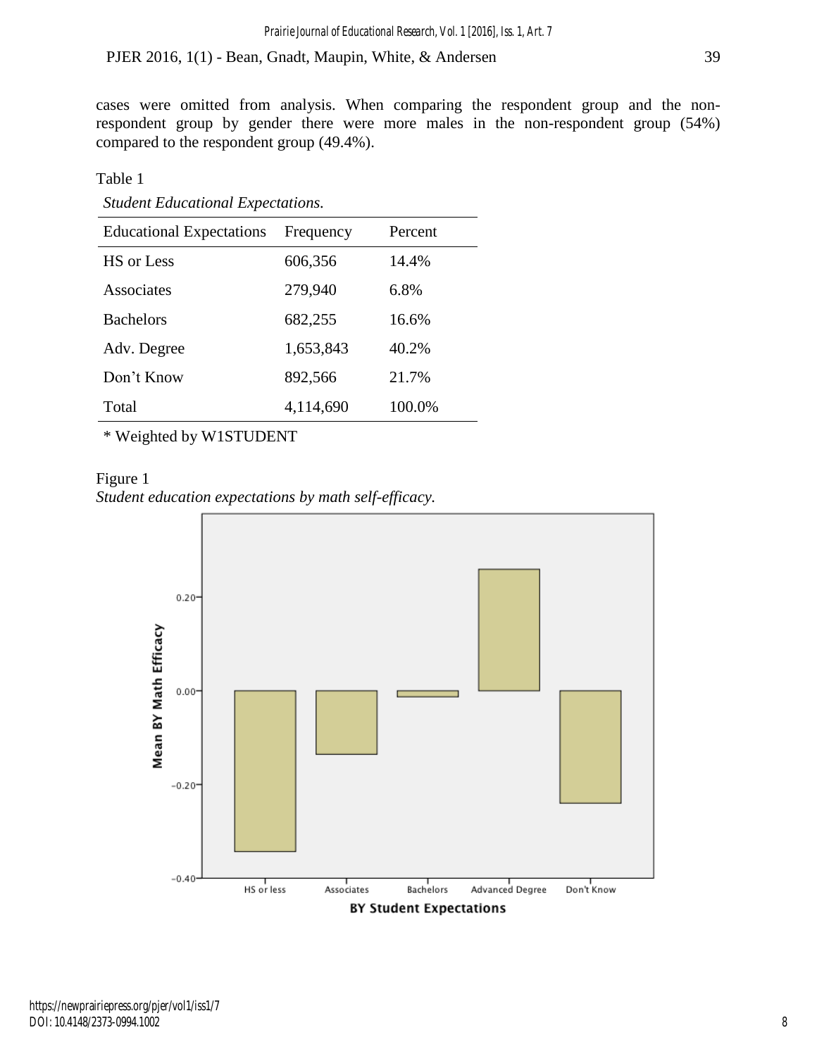cases were omitted from analysis. When comparing the respondent group and the non-respondent group by gender there were more males in the non-respondent group (54%) compared to the respondent group (49.4%).

Table 1

*Student Educational Expectations.*

| Educational Expectations | Frequency | Percent |
|---|---|---|
| HS or Less | 606,356 | 14.4% |
| Associates | 279,940 | 6.8% |
| Bachelors | 682,255 | 16.6% |
| Adv. Degree | 1,653,843 | 40.2% |
| Don't Know | 892,566 | 21.7% |
| Total | 4,114,690 | 100.0% |

* Weighted by W1STUDENT

Figure 1

*Student education expectations by math self-efficacy.*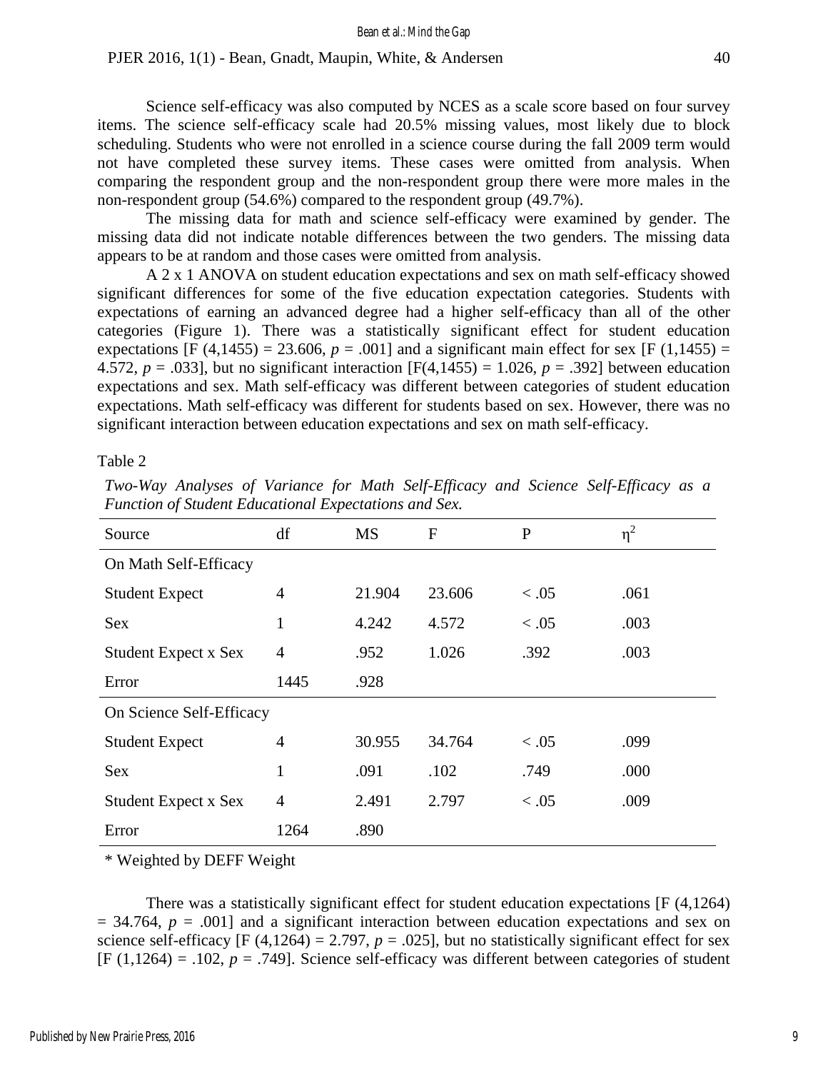Science self-efficacy was also computed by NCES as a scale score based on four survey items. The science self-efficacy scale had 20.5% missing values, most likely due to block scheduling. Students who were not enrolled in a science course during the fall 2009 term would not have completed these survey items. These cases were omitted from analysis. When comparing the respondent group and the non-respondent group there were more males in the non-respondent group (54.6%) compared to the respondent group (49.7%).

The missing data for math and science self-efficacy were examined by gender. The missing data did not indicate notable differences between the two genders. The missing data appears to be at random and those cases were omitted from analysis.

A 2 x 1 ANOVA on student education expectations and sex on math self-efficacy showed significant differences for some of the five education expectation categories. Students with expectations of earning an advanced degree had a higher self-efficacy than all of the other categories (Figure 1). There was a statistically significant effect for student education expectations [$F(4,1455) = 23.606$, $p = .001$] and a significant main effect for sex [$F(1,1455) = 4.572$, $p = .033$], but no significant interaction [$F(4,1455) = 1.026$, $p = .392$] between education expectations and sex. Math self-efficacy was different between categories of student education expectations. Math self-efficacy was different for students based on sex. However, there was no significant interaction between education expectations and sex on math self-efficacy.

Table 2

*Two-Way Analyses of Variance for Math Self-Efficacy and Science Self-Efficacy as a Function of Student Educational Expectations and Sex.*

| Source | df | MS | F | P | $\eta^2$ |
|---|---|---|---|---|---|
| On Math Self-Efficacy | | | | | |
| Student Expect | 4 | 21.904 | 23.606 | < .05 | .061 |
| Sex | 1 | 4.242 | 4.572 | < .05 | .003 |
| Student Expect x Sex | 4 | .952 | 1.026 | .392 | .003 |
| Error | 1445 | .928 | | | |
| On Science Self-Efficacy | | | | | |
| Student Expect | 4 | 30.955 | 34.764 | < .05 | .099 |
| Sex | 1 | .091 | .102 | .749 | .000 |
| Student Expect x Sex | 4 | 2.491 | 2.797 | < .05 | .009 |
| Error | 1264 | .890 | | | |

* Weighted by DEFF Weight

There was a statistically significant effect for student education expectations [$F(4,1264) = 34.764$, $p = .001$] and a significant interaction between education expectations and sex on science self-efficacy [$F(4,1264) = 2.797$, $p = .025$], but no statistically significant effect for sex [$F(1,1264) = .102$, $p = .749$]. Science self-efficacy was different between categories of student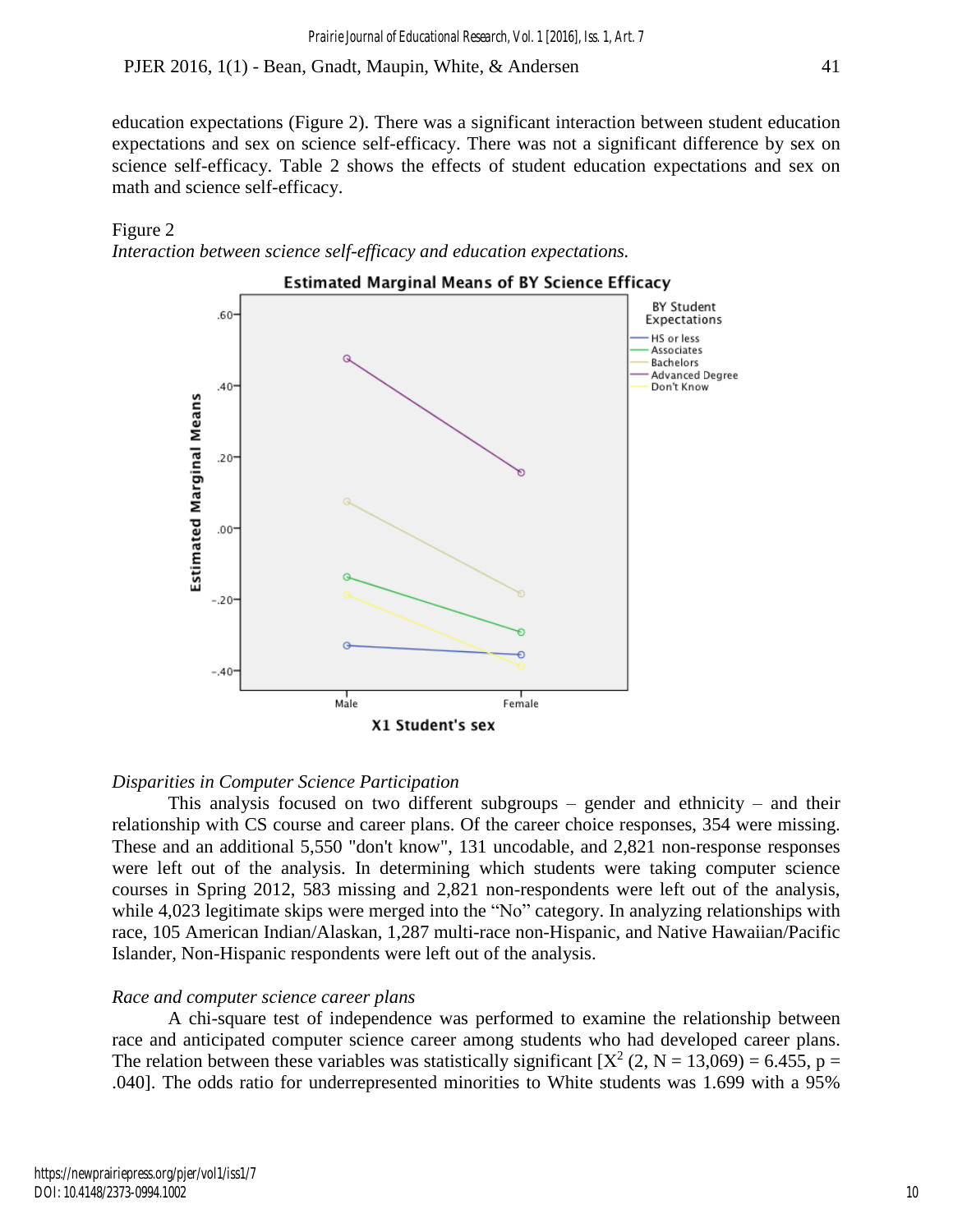education expectations (Figure 2). There was a significant interaction between student education expectations and sex on science self-efficacy. There was not a significant difference by sex on science self-efficacy. Table 2 shows the effects of student education expectations and sex on math and science self-efficacy.

Figure 2
*Interaction between science self-efficacy and education expectations.*

*Disparities in Computer Science Participation*

This analysis focused on two different subgroups – gender and ethnicity – and their relationship with CS course and career plans. Of the career choice responses, 354 were missing. These and an additional 5,550 "don't know", 131 uncodable, and 2,821 non-response responses were left out of the analysis. In determining which students were taking computer science courses in Spring 2012, 583 missing and 2,821 non-respondents were left out of the analysis, while 4,023 legitimate skips were merged into the "No" category. In analyzing relationships with race, 105 American Indian/Alaskan, 1,287 multi-race non-Hispanic, and Native Hawaiian/Pacific Islander, Non-Hispanic respondents were left out of the analysis.

*Race and computer science career plans*

A chi-square test of independence was performed to examine the relationship between race and anticipated computer science career among students who had developed career plans. The relation between these variables was statistically significant [$X^2$ (2, N = 13,069) = 6.455, p = .040]. The odds ratio for underrepresented minorities to White students was 1.699 with a 95%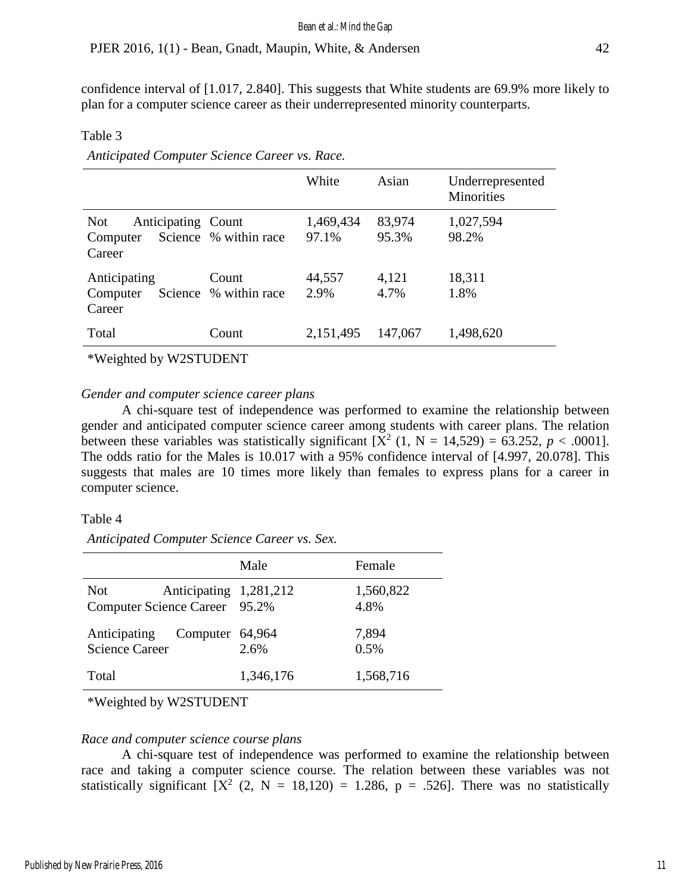confidence interval of [1.017, 2.840]. This suggests that White students are 69.9% more likely to plan for a computer science career as their underrepresented minority counterparts.

Table 3

*Anticipated Computer Science Career vs. Race.*

| | | White | Asian | Underrepresented Minorities |
|---|---|---|---|---|
| Not Anticipating Computer Science Career | Count | 1,469,434 | 83,974 | 1,027,594 |
| | % within race | 97.1% | 95.3% | 98.2% |
| Anticipating Computer Science Career | Count | 44,557 | 4,121 | 18,311 |
| | % within race | 2.9% | 4.7% | 1.8% |
| Total | Count | 2,151,495 | 147,067 | 1,498,620 |

*Weighted by W2STUDENT

*Gender and computer science career plans*

A chi-square test of independence was performed to examine the relationship between gender and anticipated computer science career among students with career plans. The relation between these variables was statistically significant [$X^2$ (1, N = 14,529) = 63.252, $p < .0001$]. The odds ratio for the Males is 10.017 with a 95% confidence interval of [4.997, 20.078]. This suggests that males are 10 times more likely than females to express plans for a career in computer science.

Table 4

*Anticipated Computer Science Career vs. Sex.*

| | Male | Female |
|---|---|---|
| Not Anticipating Computer Science Career | 1,281,212 | 1,560,822 |
| | 95.2% | 4.8% |
| Anticipating Computer Science Career | 64,964 | 7,894 |
| | 2.6% | 0.5% |
| Total | 1,346,176 | 1,568,716 |

*Weighted by W2STUDENT

*Race and computer science course plans*

A chi-square test of independence was performed to examine the relationship between race and taking a computer science course. The relation between these variables was not statistically significant [$X^2$ (2, N = 18,120) = 1.286, p = .526]. There was no statistically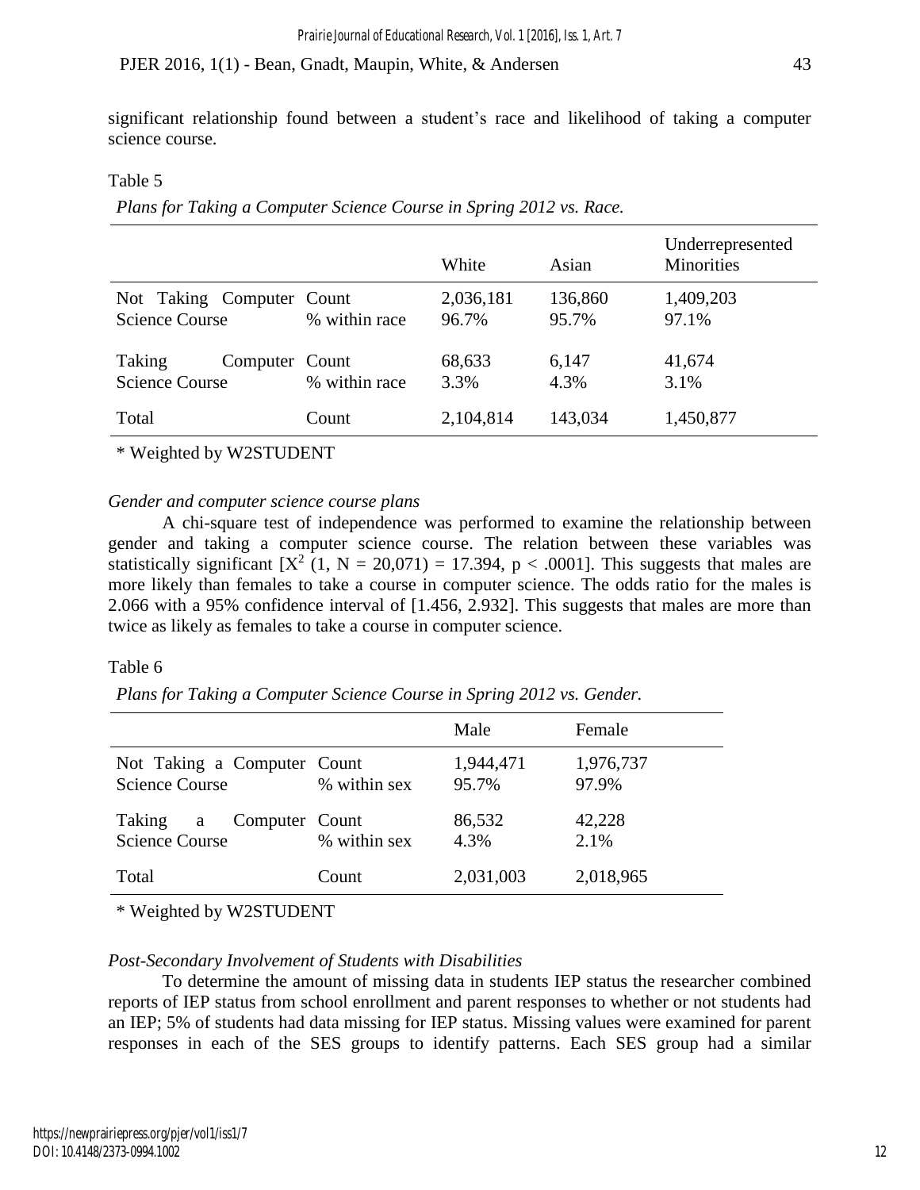significant relationship found between a student's race and likelihood of taking a computer science course.

Table 5

*Plans for Taking a Computer Science Course in Spring 2012 vs. Race.*

| | | White | Asian | Underrepresented Minorities |
|---|---|---|---|---|
| Not Taking Computer Science Course | Count | 2,036,181 | 136,860 | 1,409,203 |
| | % within race | 96.7% | 95.7% | 97.1% |
| Taking Computer Science Course | Count | 68,633 | 6,147 | 41,674 |
| | % within race | 3.3% | 4.3% | 3.1% |
| Total | Count | 2,104,814 | 143,034 | 1,450,877 |

* Weighted by W2STUDENT

*Gender and computer science course plans*

A chi-square test of independence was performed to examine the relationship between gender and taking a computer science course. The relation between these variables was statistically significant [$X^2$ (1, N = 20,071) = 17.394, $p < .0001$]. This suggests that males are more likely than females to take a course in computer science. The odds ratio for the males is 2.066 with a 95% confidence interval of [1.456, 2.932]. This suggests that males are more than twice as likely as females to take a course in computer science.

Table 6

*Plans for Taking a Computer Science Course in Spring 2012 vs. Gender.*

| | | Male | Female |
|---|---|---|---|
| Not Taking a Computer Science Course | Count | 1,944,471 | 1,976,737 |
| | % within sex | 95.7% | 97.9% |
| Taking a Computer Science Course | Count | 86,532 | 42,228 |
| | % within sex | 4.3% | 2.1% |
| Total | Count | 2,031,003 | 2,018,965 |

* Weighted by W2STUDENT

*Post-Secondary Involvement of Students with Disabilities*

To determine the amount of missing data in students IEP status the researcher combined reports of IEP status from school enrollment and parent responses to whether or not students had an IEP; 5% of students had data missing for IEP status. Missing values were examined for parent responses in each of the SES groups to identify patterns. Each SES group had a similar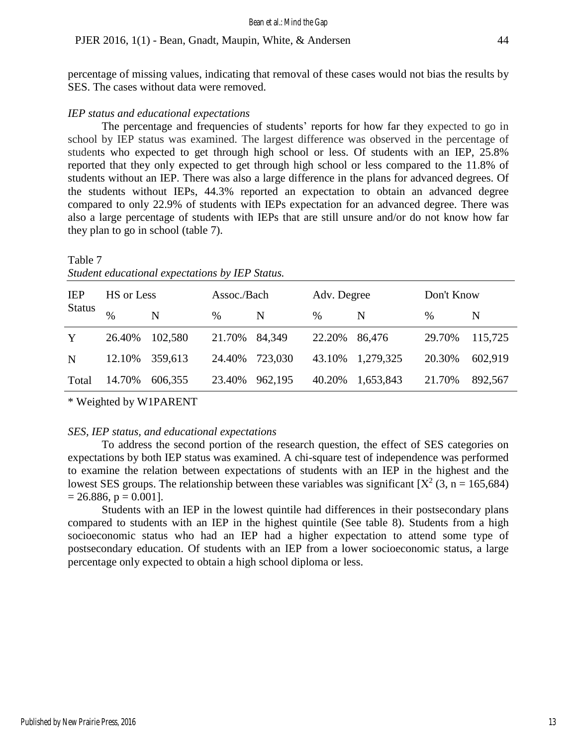percentage of missing values, indicating that removal of these cases would not bias the results by SES. The cases without data were removed.

*IEP status and educational expectations*

The percentage and frequencies of students' reports for how far they expected to go in school by IEP status was examined. The largest difference was observed in the percentage of students who expected to get through high school or less. Of students with an IEP, 25.8% reported that they only expected to get through high school or less compared to the 11.8% of students without an IEP. There was also a large difference in the plans for advanced degrees. Of the students without IEPs, 44.3% reported an expectation to obtain an advanced degree compared to only 22.9% of students with IEPs expectation for an advanced degree. There was also a large percentage of students with IEPs that are still unsure and/or do not know how far they plan to go in school (table 7).

Table 7
*Student educational expectations by IEP Status.*

| IEP Status | HS or Less | | Assoc./Bach | | Adv. Degree | | Don't Know | |
|---|---|---|---|---|---|---|---|---|
| | % | N | % | N | % | N | % | N |
| Y | 26.40% | 102,580 | 21.70% | 84,349 | 22.20% | 86,476 | 29.70% | 115,725 |
| N | 12.10% | 359,613 | 24.40% | 723,030 | 43.10% | 1,279,325 | 20.30% | 602,919 |
| Total | 14.70% | 606,355 | 23.40% | 962,195 | 40.20% | 1,653,843 | 21.70% | 892,567 |

* Weighted by W1PARENT

*SES, IEP status, and educational expectations*

To address the second portion of the research question, the effect of SES categories on expectations by both IEP status was examined. A chi-square test of independence was performed to examine the relation between expectations of students with an IEP in the highest and the lowest SES groups. The relationship between these variables was significant [$X^2$ (3, n = 165,684) = 26.886, p = 0.001].

Students with an IEP in the lowest quintile had differences in their postsecondary plans compared to students with an IEP in the highest quintile (See table 8). Students from a high socioeconomic status who had an IEP had a higher expectation to attend some type of postsecondary education. Of students with an IEP from a lower socioeconomic status, a large percentage only expected to obtain a high school diploma or less.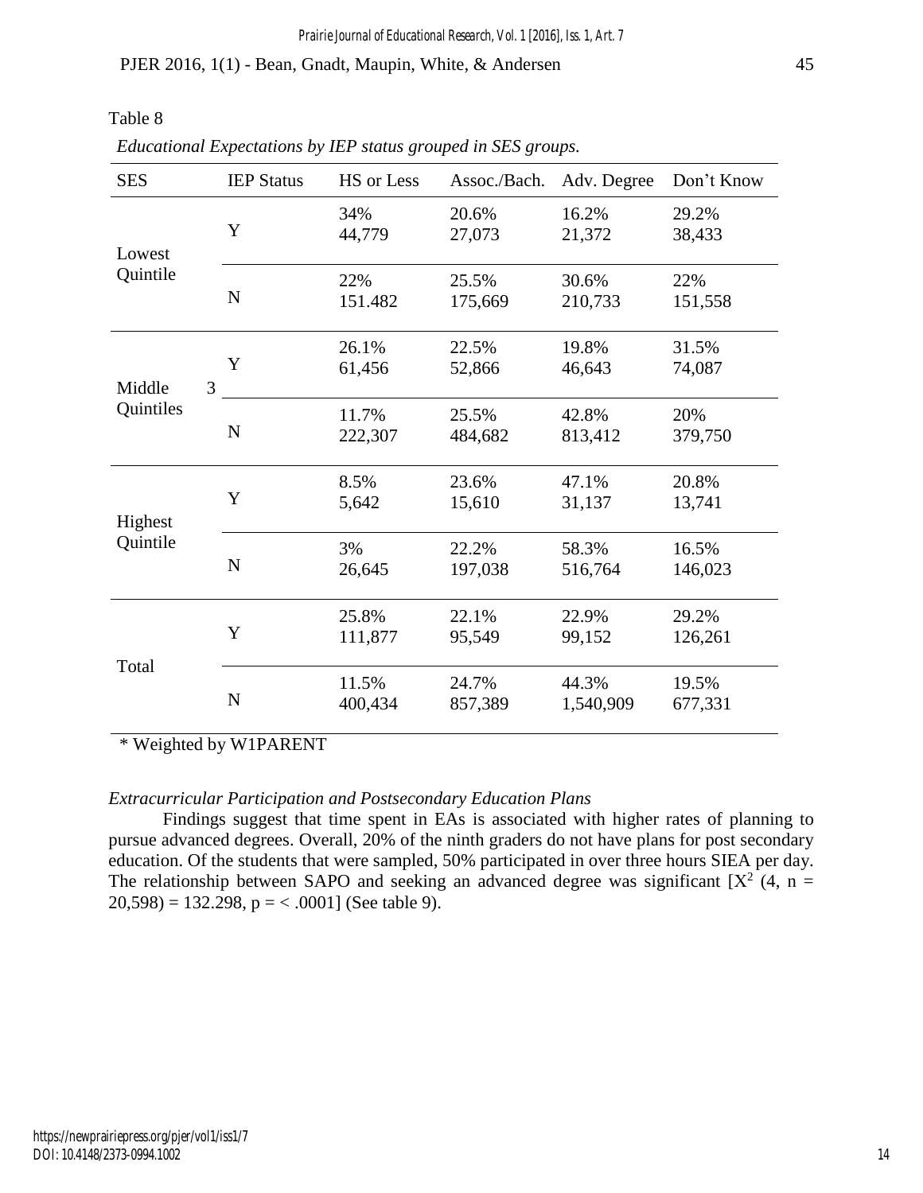Table 8

*Educational Expectations by IEP status grouped in SES groups.*

| SES | IEP Status | HS or Less | Assoc./Bach. | Adv. Degree | Don't Know |
|---|---|---|---|---|---|
| Lowest Quintile | Y | 34% 44,779 | 20.6% 27,073 | 16.2% 21,372 | 29.2% 38,433 |
| | N | 22% 151.482 | 25.5% 175,669 | 30.6% 210,733 | 22% 151,558 |
| Middle 3 Quintiles | Y | 26.1% 61,456 | 22.5% 52,866 | 19.8% 46,643 | 31.5% 74,087 |
| | N | 11.7% 222,307 | 25.5% 484,682 | 42.8% 813,412 | 20% 379,750 |
| Highest Quintile | Y | 8.5% 5,642 | 23.6% 15,610 | 47.1% 31,137 | 20.8% 13,741 |
| | N | 3% 26,645 | 22.2% 197,038 | 58.3% 516,764 | 16.5% 146,023 |
| Total | Y | 25.8% 111,877 | 22.1% 95,549 | 22.9% 99,152 | 29.2% 126,261 |
| | N | 11.5% 400,434 | 24.7% 857,389 | 44.3% 1,540,909 | 19.5% 677,331 |

* Weighted by W1PARENT

*Extracurricular Participation and Postsecondary Education Plans*

Findings suggest that time spent in EAs is associated with higher rates of planning to pursue advanced degrees. Overall, 20% of the ninth graders do not have plans for post secondary education. Of the students that were sampled, 50% participated in over three hours SIEA per day. The relationship between SAPO and seeking an advanced degree was significant [$X^2$ (4, n = 20,598) = 132.298, p = < .0001] (See table 9).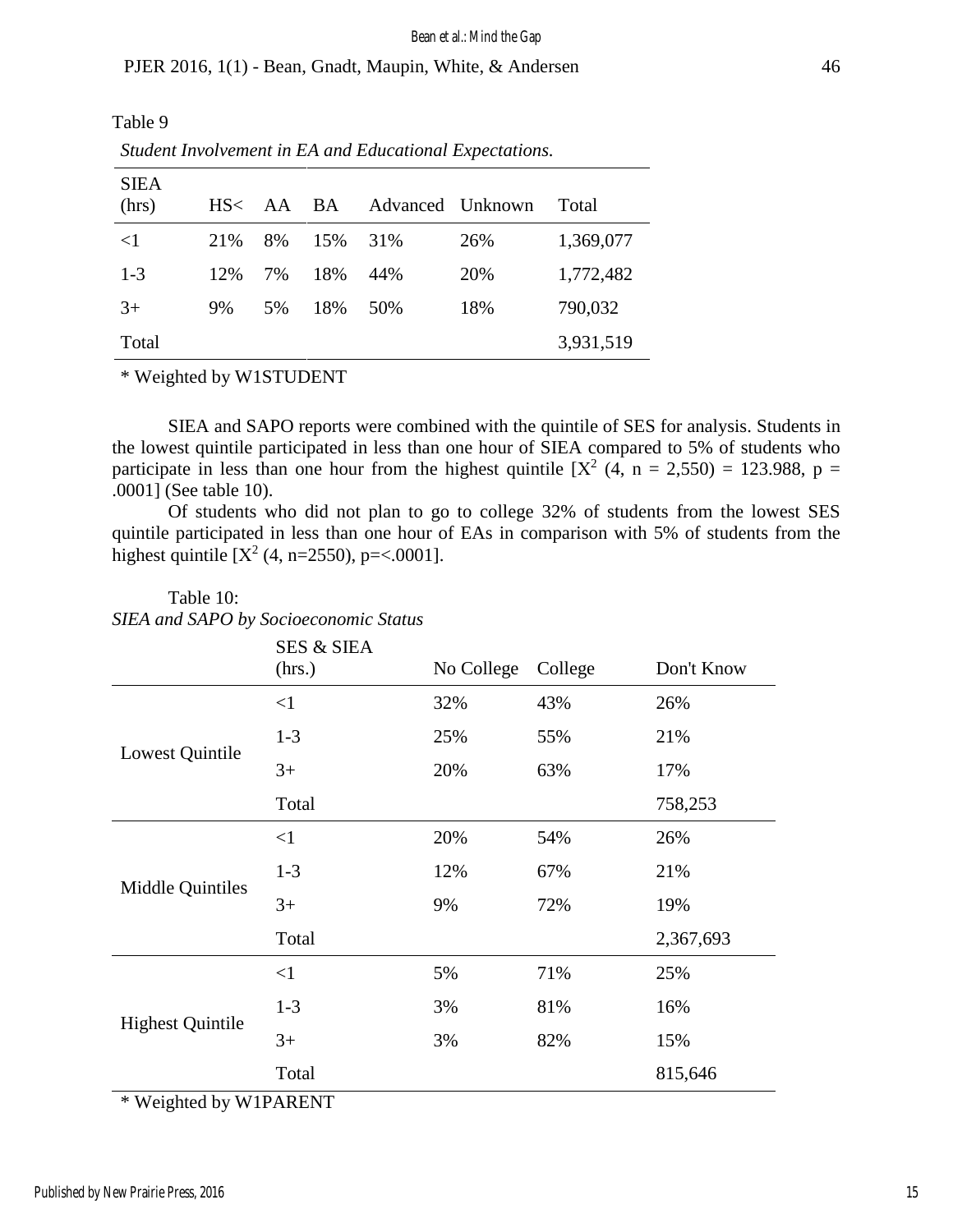Table 9

*Student Involvement in EA and Educational Expectations.*

| SIEA (hrs) | HS< | AA | BA | Advanced | Unknown | Total |
|---|---|---|---|---|---|---|
| <1 | 21% | 8% | 15% | 31% | 26% | 1,369,077 |
| 1-3 | 12% | 7% | 18% | 44% | 20% | 1,772,482 |
| 3+ | 9% | 5% | 18% | 50% | 18% | 790,032 |
| Total | | | | | | 3,931,519 |

* Weighted by W1STUDENT

SIEA and SAPO reports were combined with the quintile of SES for analysis. Students in the lowest quintile participated in less than one hour of SIEA compared to 5% of students who participate in less than one hour from the highest quintile [$X^2$ (4, n = 2,550) = 123.988, p = .0001] (See table 10).

Of students who did not plan to go to college 32% of students from the lowest SES quintile participated in less than one hour of EAs in comparison with 5% of students from the highest quintile [$X^2$ (4, n=2550), p=<.0001].

Table 10:

*SIEA and SAPO by Socioeconomic Status*

| | SES & SIEA (hrs.) | No College | College | Don't Know |
|---|---|---|---|---|
| Lowest Quintile | <1 | 32% | 43% | 26% |
| | 1-3 | 25% | 55% | 21% |
| | 3+ | 20% | 63% | 17% |
| | Total | | | 758,253 |
| Middle Quintiles | <1 | 20% | 54% | 26% |
| | 1-3 | 12% | 67% | 21% |
| | 3+ | 9% | 72% | 19% |
| | Total | | | 2,367,693 |
| Highest Quintile | <1 | 5% | 71% | 25% |
| | 1-3 | 3% | 81% | 16% |
| | 3+ | 3% | 82% | 15% |
| | Total | | | 815,646 |

* Weighted by W1PARENT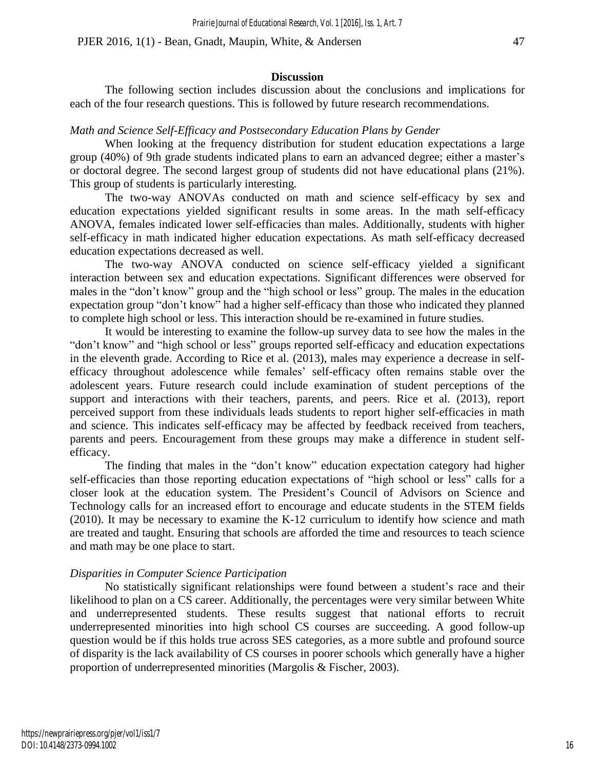## Discussion

The following section includes discussion about the conclusions and implications for each of the four research questions. This is followed by future research recommendations.

### *Math and Science Self-Efficacy and Postsecondary Education Plans by Gender*

When looking at the frequency distribution for student education expectations a large group (40%) of 9th grade students indicated plans to earn an advanced degree; either a master's or doctoral degree. The second largest group of students did not have educational plans (21%). This group of students is particularly interesting.

The two-way ANOVAs conducted on math and science self-efficacy by sex and education expectations yielded significant results in some areas. In the math self-efficacy ANOVA, females indicated lower self-efficacies than males. Additionally, students with higher self-efficacy in math indicated higher education expectations. As math self-efficacy decreased education expectations decreased as well.

The two-way ANOVA conducted on science self-efficacy yielded a significant interaction between sex and education expectations. Significant differences were observed for males in the "don't know" group and the "high school or less" group. The males in the education expectation group "don't know" had a higher self-efficacy than those who indicated they planned to complete high school or less. This interaction should be re-examined in future studies.

It would be interesting to examine the follow-up survey data to see how the males in the "don't know" and "high school or less" groups reported self-efficacy and education expectations in the eleventh grade. According to Rice et al. (2013), males may experience a decrease in self-efficacy throughout adolescence while females' self-efficacy often remains stable over the adolescent years. Future research could include examination of student perceptions of the support and interactions with their teachers, parents, and peers. Rice et al. (2013), report perceived support from these individuals leads students to report higher self-efficacies in math and science. This indicates self-efficacy may be affected by feedback received from teachers, parents and peers. Encouragement from these groups may make a difference in student self-efficacy.

The finding that males in the "don't know" education expectation category had higher self-efficacies than those reporting education expectations of "high school or less" calls for a closer look at the education system. The President's Council of Advisors on Science and Technology calls for an increased effort to encourage and educate students in the STEM fields (2010). It may be necessary to examine the K-12 curriculum to identify how science and math are treated and taught. Ensuring that schools are afforded the time and resources to teach science and math may be one place to start.

### *Disparities in Computer Science Participation*

No statistically significant relationships were found between a student's race and their likelihood to plan on a CS career. Additionally, the percentages were very similar between White and underrepresented students. These results suggest that national efforts to recruit underrepresented minorities into high school CS courses are succeeding. A good follow-up question would be if this holds true across SES categories, as a more subtle and profound source of disparity is the lack availability of CS courses in poorer schools which generally have a higher proportion of underrepresented minorities (Margolis & Fischer, 2003).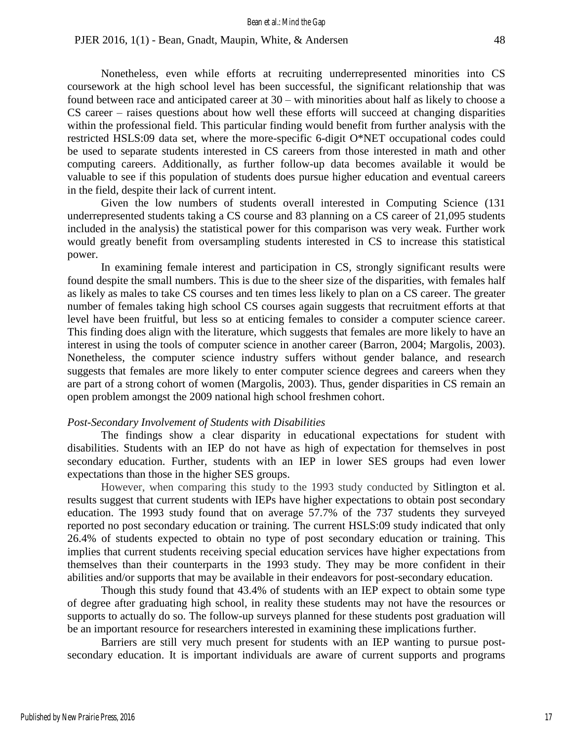Nonetheless, even while efforts at recruiting underrepresented minorities into CS coursework at the high school level has been successful, the significant relationship that was found between race and anticipated career at 30 – with minorities about half as likely to choose a CS career – raises questions about how well these efforts will succeed at changing disparities within the professional field. This particular finding would benefit from further analysis with the restricted HSLS:09 data set, where the more-specific 6-digit O*NET occupational codes could be used to separate students interested in CS careers from those interested in math and other computing careers. Additionally, as further follow-up data becomes available it would be valuable to see if this population of students does pursue higher education and eventual careers in the field, despite their lack of current intent.

Given the low numbers of students overall interested in Computing Science (131 underrepresented students taking a CS course and 83 planning on a CS career of 21,095 students included in the analysis) the statistical power for this comparison was very weak. Further work would greatly benefit from oversampling students interested in CS to increase this statistical power.

In examining female interest and participation in CS, strongly significant results were found despite the small numbers. This is due to the sheer size of the disparities, with females half as likely as males to take CS courses and ten times less likely to plan on a CS career. The greater number of females taking high school CS courses again suggests that recruitment efforts at that level have been fruitful, but less so at enticing females to consider a computer science career. This finding does align with the literature, which suggests that females are more likely to have an interest in using the tools of computer science in another career (Barron, 2004; Margolis, 2003). Nonetheless, the computer science industry suffers without gender balance, and research suggests that females are more likely to enter computer science degrees and careers when they are part of a strong cohort of women (Margolis, 2003). Thus, gender disparities in CS remain an open problem amongst the 2009 national high school freshmen cohort.

*Post-Secondary Involvement of Students with Disabilities*

The findings show a clear disparity in educational expectations for student with disabilities. Students with an IEP do not have as high of expectation for themselves in post secondary education. Further, students with an IEP in lower SES groups had even lower expectations than those in the higher SES groups.

However, when comparing this study to the 1993 study conducted by Sitlington et al. results suggest that current students with IEPs have higher expectations to obtain post secondary education. The 1993 study found that on average 57.7% of the 737 students they surveyed reported no post secondary education or training. The current HSLS:09 study indicated that only 26.4% of students expected to obtain no type of post secondary education or training. This implies that current students receiving special education services have higher expectations from themselves than their counterparts in the 1993 study. They may be more confident in their abilities and/or supports that may be available in their endeavors for post-secondary education.

Though this study found that 43.4% of students with an IEP expect to obtain some type of degree after graduating high school, in reality these students may not have the resources or supports to actually do so. The follow-up surveys planned for these students post graduation will be an important resource for researchers interested in examining these implications further.

Barriers are still very much present for students with an IEP wanting to pursue post-secondary education. It is important individuals are aware of current supports and programs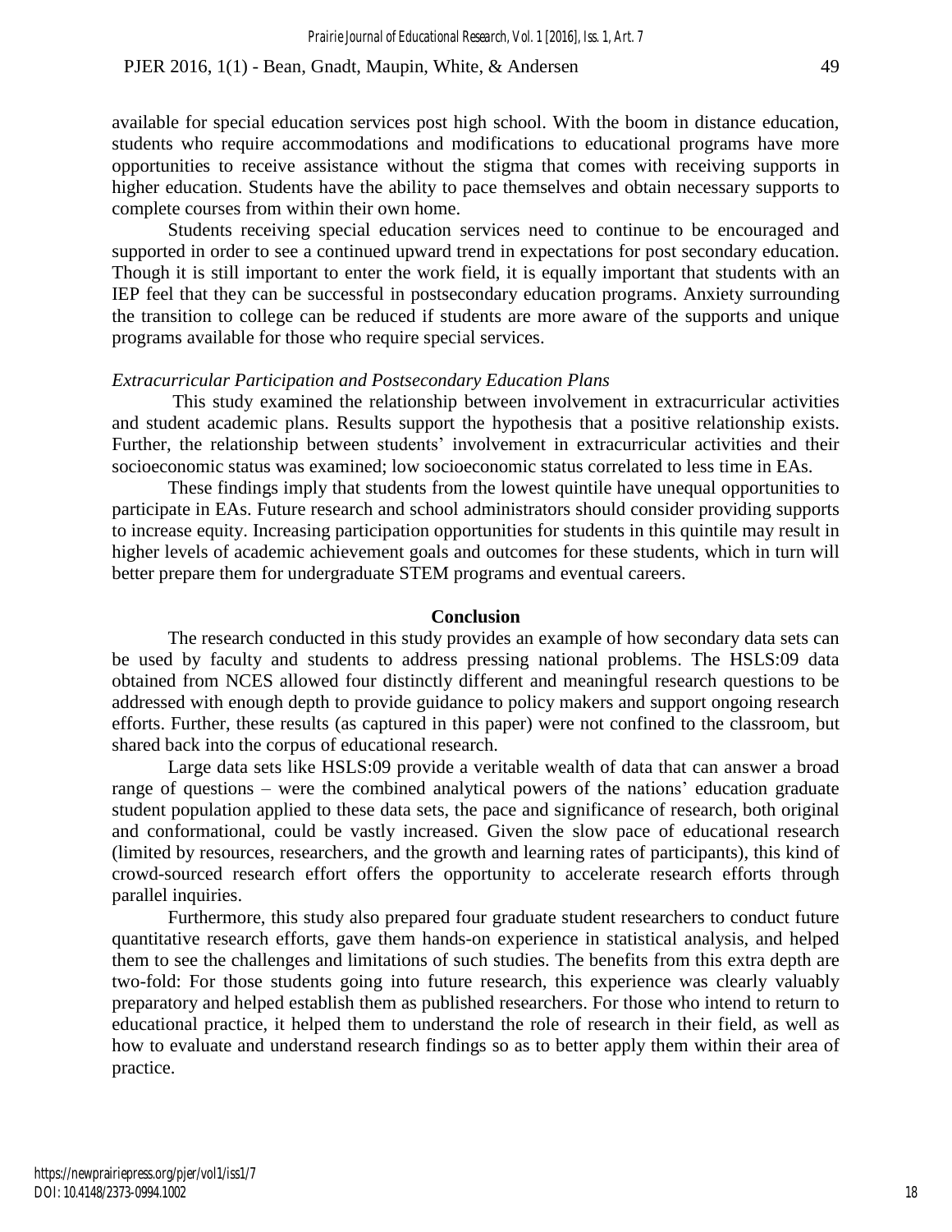available for special education services post high school. With the boom in distance education, students who require accommodations and modifications to educational programs have more opportunities to receive assistance without the stigma that comes with receiving supports in higher education. Students have the ability to pace themselves and obtain necessary supports to complete courses from within their own home.

Students receiving special education services need to continue to be encouraged and supported in order to see a continued upward trend in expectations for post secondary education. Though it is still important to enter the work field, it is equally important that students with an IEP feel that they can be successful in postsecondary education programs. Anxiety surrounding the transition to college can be reduced if students are more aware of the supports and unique programs available for those who require special services.

*Extracurricular Participation and Postsecondary Education Plans*

This study examined the relationship between involvement in extracurricular activities and student academic plans. Results support the hypothesis that a positive relationship exists. Further, the relationship between students' involvement in extracurricular activities and their socioeconomic status was examined; low socioeconomic status correlated to less time in EAs.

These findings imply that students from the lowest quintile have unequal opportunities to participate in EAs. Future research and school administrators should consider providing supports to increase equity. Increasing participation opportunities for students in this quintile may result in higher levels of academic achievement goals and outcomes for these students, which in turn will better prepare them for undergraduate STEM programs and eventual careers.

## Conclusion

The research conducted in this study provides an example of how secondary data sets can be used by faculty and students to address pressing national problems. The HSLS:09 data obtained from NCES allowed four distinctly different and meaningful research questions to be addressed with enough depth to provide guidance to policy makers and support ongoing research efforts. Further, these results (as captured in this paper) were not confined to the classroom, but shared back into the corpus of educational research.

Large data sets like HSLS:09 provide a veritable wealth of data that can answer a broad range of questions – were the combined analytical powers of the nations' education graduate student population applied to these data sets, the pace and significance of research, both original and conformational, could be vastly increased. Given the slow pace of educational research (limited by resources, researchers, and the growth and learning rates of participants), this kind of crowd-sourced research effort offers the opportunity to accelerate research efforts through parallel inquiries.

Furthermore, this study also prepared four graduate student researchers to conduct future quantitative research efforts, gave them hands-on experience in statistical analysis, and helped them to see the challenges and limitations of such studies. The benefits from this extra depth are two-fold: For those students going into future research, this experience was clearly valuably preparatory and helped establish them as published researchers. For those who intend to return to educational practice, it helped them to understand the role of research in their field, as well as how to evaluate and understand research findings so as to better apply them within their area of practice.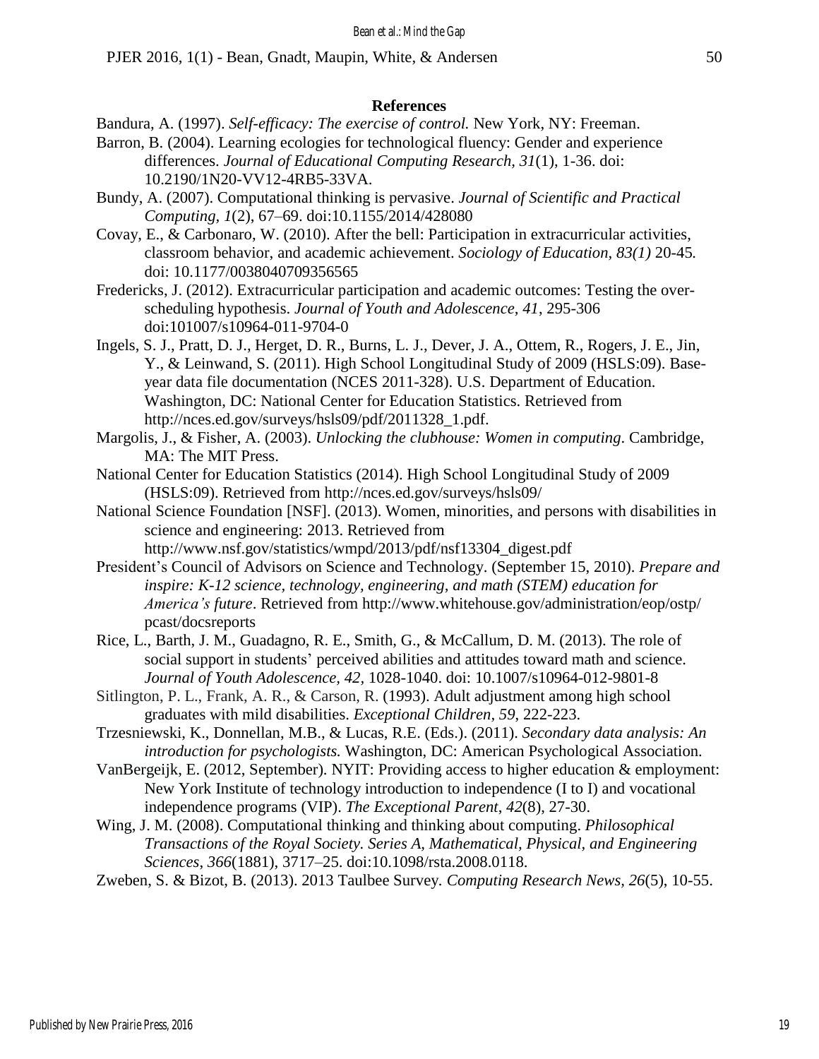## References

Bandura, A. (1997). *Self-efficacy: The exercise of control.* New York, NY: Freeman.

Barron, B. (2004). Learning ecologies for technological fluency: Gender and experience differences. *Journal of Educational Computing Research*, *31*(1), 1-36. doi: 10.2190/1N20-VV12-4RB5-33VA.

Bundy, A. (2007). Computational thinking is pervasive. *Journal of Scientific and Practical Computing*, *1*(2), 67–69. doi:10.1155/2014/428080

Covay, E., & Carbonaro, W. (2010). After the bell: Participation in extracurricular activities, classroom behavior, and academic achievement. *Sociology of Education, 83(1)* 20-45*.* doi: 10.1177/0038040709356565

Fredericks, J. (2012). Extracurricular participation and academic outcomes: Testing the over-scheduling hypothesis. *Journal of Youth and Adolescence, 41*, 295-306 doi:101007/s10964-011-9704-0

Ingels, S. J., Pratt, D. J., Herget, D. R., Burns, L. J., Dever, J. A., Ottem, R., Rogers, J. E., Jin, Y., & Leinwand, S. (2011). High School Longitudinal Study of 2009 (HSLS:09). Base-year data file documentation (NCES 2011-328). U.S. Department of Education. Washington, DC: National Center for Education Statistics. Retrieved from http://nces.ed.gov/surveys/hsls09/pdf/2011328_1.pdf.

Margolis, J., & Fisher, A. (2003). *Unlocking the clubhouse: Women in computing*. Cambridge, MA: The MIT Press.

National Center for Education Statistics (2014). High School Longitudinal Study of 2009 (HSLS:09). Retrieved from http://nces.ed.gov/surveys/hsls09/

National Science Foundation [NSF]. (2013). Women, minorities, and persons with disabilities in science and engineering: 2013. Retrieved from http://www.nsf.gov/statistics/wmpd/2013/pdf/nsf13304_digest.pdf

President's Council of Advisors on Science and Technology. (September 15, 2010). *Prepare and inspire: K-12 science, technology, engineering, and math (STEM) education for America's future*. Retrieved from http://www.whitehouse.gov/administration/eop/ostp/pcast/docsreports

Rice, L., Barth, J. M., Guadagno, R. E., Smith, G., & McCallum, D. M. (2013). The role of social support in students' perceived abilities and attitudes toward math and science. *Journal of Youth Adolescence, 42,* 1028-1040. doi: 10.1007/s10964-012-9801-8

Sitlington, P. L., Frank, A. R., & Carson, R. (1993). Adult adjustment among high school graduates with mild disabilities. *Exceptional Children*, *59*, 222-223.

Trzesniewski, K., Donnellan, M.B., & Lucas, R.E. (Eds.). (2011). *Secondary data analysis: An introduction for psychologists.* Washington, DC: American Psychological Association.

VanBergeijk, E. (2012, September). NYIT: Providing access to higher education & employment: New York Institute of technology introduction to independence (I to I) and vocational independence programs (VIP). *The Exceptional Parent*, *42*(8), 27-30.

Wing, J. M. (2008). Computational thinking and thinking about computing. *Philosophical Transactions of the Royal Society. Series A, Mathematical, Physical, and Engineering Sciences*, *366*(1881), 3717–25. doi:10.1098/rsta.2008.0118.

Zweben, S. & Bizot, B. (2013). 2013 Taulbee Survey*. Computing Research News, 26*(5), 10-55.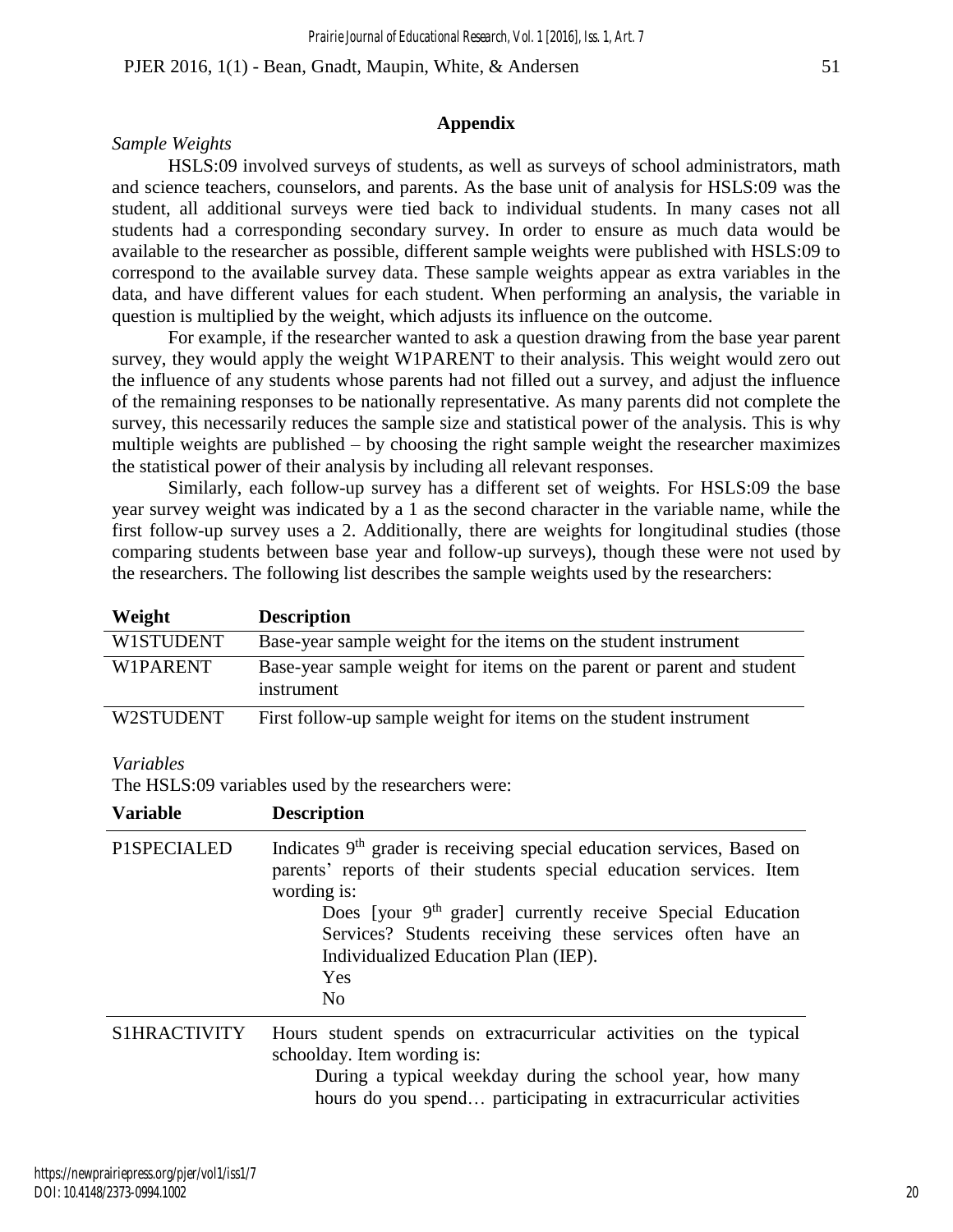## Appendix

*Sample Weights*

HSLS:09 involved surveys of students, as well as surveys of school administrators, math and science teachers, counselors, and parents. As the base unit of analysis for HSLS:09 was the student, all additional surveys were tied back to individual students. In many cases not all students had a corresponding secondary survey. In order to ensure as much data would be available to the researcher as possible, different sample weights were published with HSLS:09 to correspond to the available survey data. These sample weights appear as extra variables in the data, and have different values for each student. When performing an analysis, the variable in question is multiplied by the weight, which adjusts its influence on the outcome.

For example, if the researcher wanted to ask a question drawing from the base year parent survey, they would apply the weight W1PARENT to their analysis. This weight would zero out the influence of any students whose parents had not filled out a survey, and adjust the influence of the remaining responses to be nationally representative. As many parents did not complete the survey, this necessarily reduces the sample size and statistical power of the analysis. This is why multiple weights are published – by choosing the right sample weight the researcher maximizes the statistical power of their analysis by including all relevant responses.

Similarly, each follow-up survey has a different set of weights. For HSLS:09 the base year survey weight was indicated by a 1 as the second character in the variable name, while the first follow-up survey uses a 2. Additionally, there are weights for longitudinal studies (those comparing students between base year and follow-up surveys), though these were not used by the researchers. The following list describes the sample weights used by the researchers:

| Weight | Description |
|---|---|
| W1STUDENT | Base-year sample weight for the items on the student instrument |
| W1PARENT | Base-year sample weight for items on the parent or parent and student instrument |
| W2STUDENT | First follow-up sample weight for items on the student instrument |

*Variables*

The HSLS:09 variables used by the researchers were:

| Variable | Description |
|---|---|
| P1SPECIALED | Indicates 9th grader is receiving special education services, Based on parents' reports of their students special education services. Item wording is: Does [your 9th grader] currently receive Special Education Services? Students receiving these services often have an Individualized Education Plan (IEP). Yes No |
| S1HRACTIVITY | Hours student spends on extracurricular activities on the typical schoolday. Item wording is: During a typical weekday during the school year, how many hours do you spend… participating in extracurricular activities |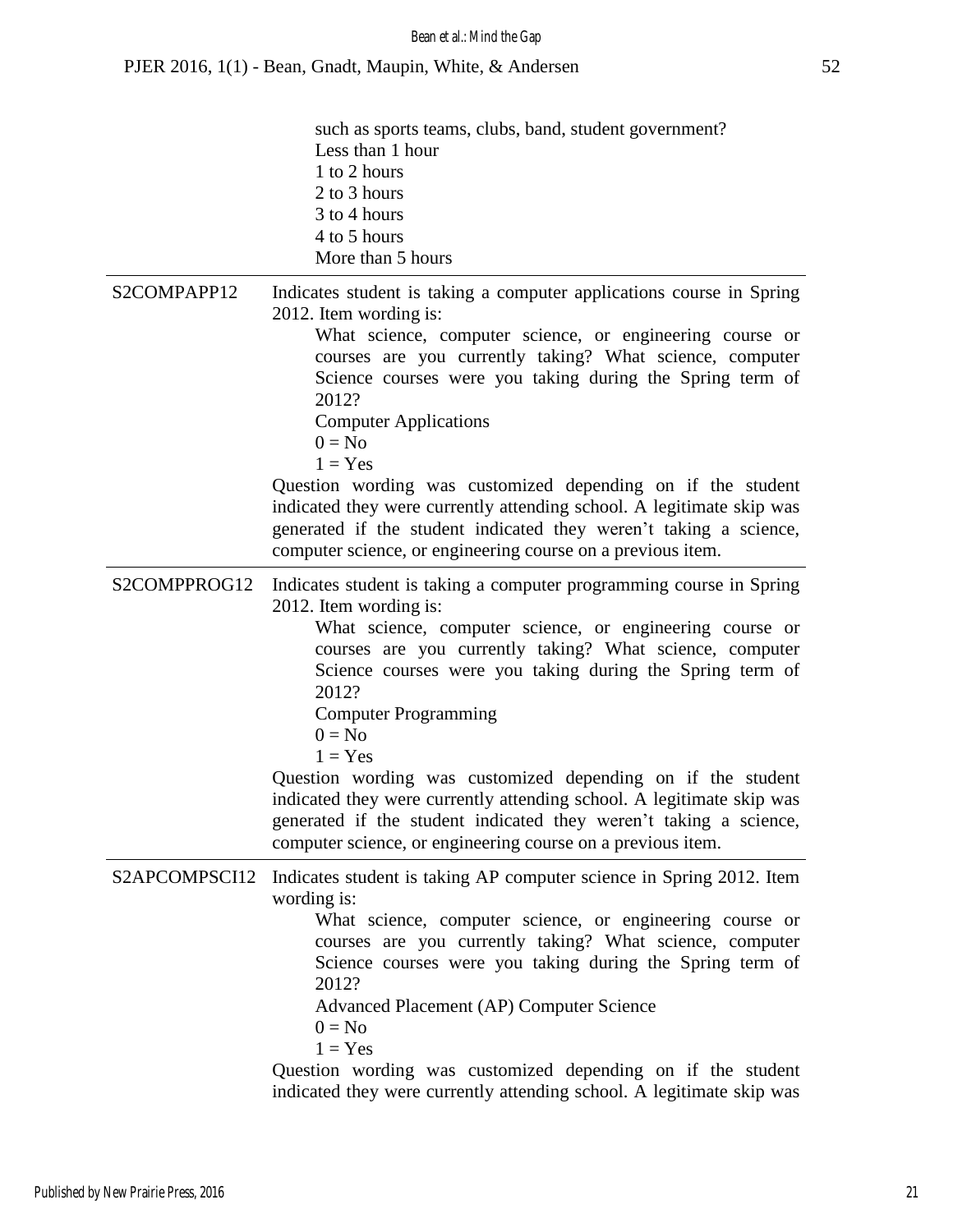|  | such as sports teams, clubs, band, student government?<br>Less than 1 hour<br>1 to 2 hours<br>2 to 3 hours<br>3 to 4 hours<br>4 to 5 hours<br>More than 5 hours |
|---|---|
| S2COMPAPP12 | Indicates student is taking a computer applications course in Spring 2012. Item wording is:<br>What science, computer science, or engineering course or courses are you currently taking? What science, computer Science courses were you taking during the Spring term of 2012?<br>Computer Applications<br>0 = No<br>1 = Yes<br>Question wording was customized depending on if the student indicated they were currently attending school. A legitimate skip was generated if the student indicated they weren't taking a science, computer science, or engineering course on a previous item. |
| S2COMPPROG12 | Indicates student is taking a computer programming course in Spring 2012. Item wording is:<br>What science, computer science, or engineering course or courses are you currently taking? What science, computer Science courses were you taking during the Spring term of 2012?<br>Computer Programming<br>0 = No<br>1 = Yes<br>Question wording was customized depending on if the student indicated they were currently attending school. A legitimate skip was generated if the student indicated they weren't taking a science, computer science, or engineering course on a previous item. |
| S2APCOMPSCI12 | Indicates student is taking AP computer science in Spring 2012. Item wording is:<br>What science, computer science, or engineering course or courses are you currently taking? What science, computer Science courses were you taking during the Spring term of 2012?<br>Advanced Placement (AP) Computer Science<br>0 = No<br>1 = Yes<br>Question wording was customized depending on if the student indicated they were currently attending school. A legitimate skip was |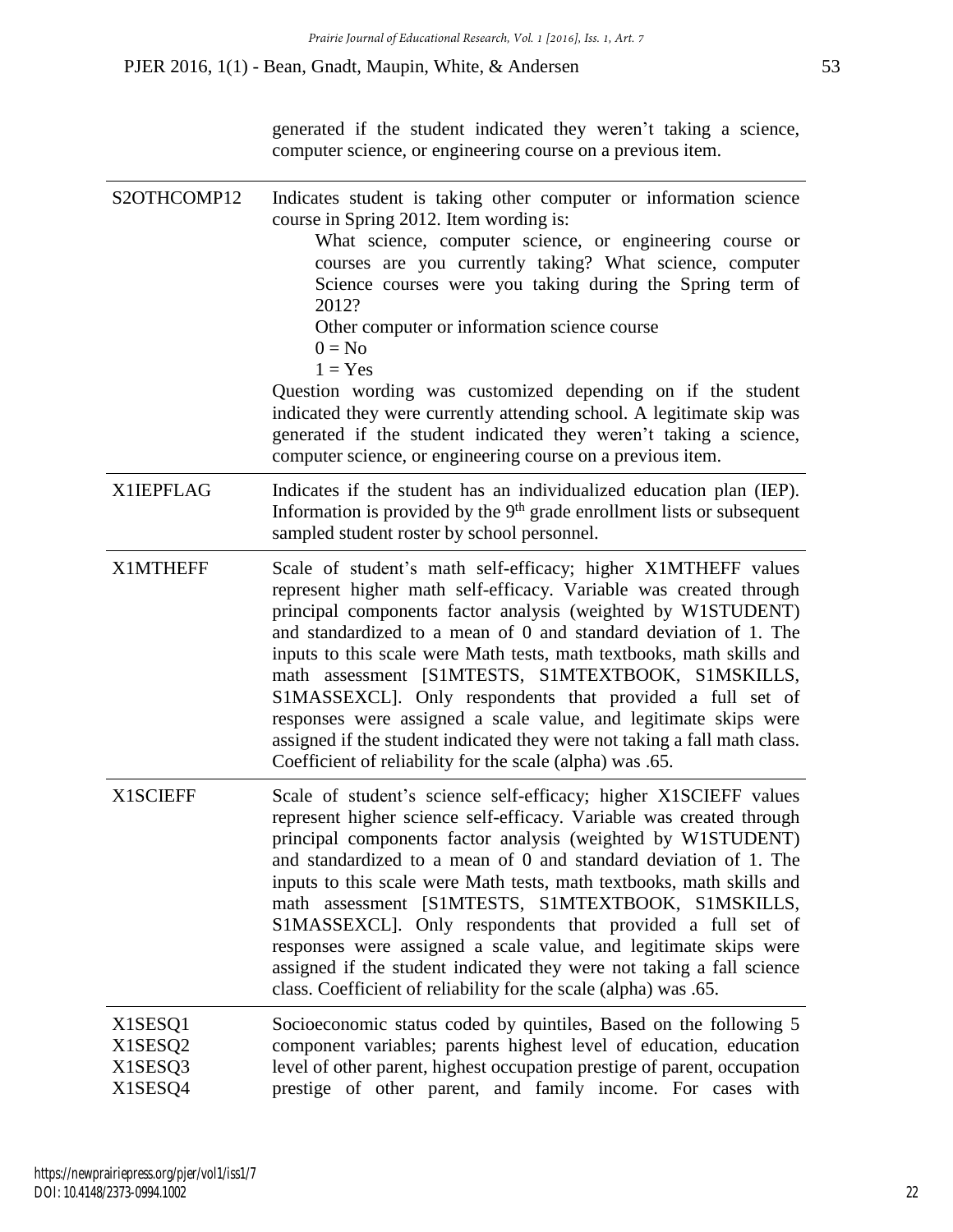|  | generated if the student indicated they weren't taking a science, computer science, or engineering course on a previous item. |
|---|---|
| S2OTHCOMP12 | Indicates student is taking other computer or information science course in Spring 2012. Item wording is: What science, computer science, or engineering course or courses are you currently taking? What science, computer Science courses were you taking during the Spring term of 2012? Other computer or information science course 0 = No 1 = Yes Question wording was customized depending on if the student indicated they were currently attending school. A legitimate skip was generated if the student indicated they weren't taking a science, computer science, or engineering course on a previous item. |
| X1IEPFLAG | Indicates if the student has an individualized education plan (IEP). Information is provided by the 9th grade enrollment lists or subsequent sampled student roster by school personnel. |
| X1MTHEFF | Scale of student's math self-efficacy; higher X1MTHEFF values represent higher math self-efficacy. Variable was created through principal components factor analysis (weighted by W1STUDENT) and standardized to a mean of 0 and standard deviation of 1. The inputs to this scale were Math tests, math textbooks, math skills and math assessment [S1MTESTS, S1MTEXTBOOK, S1MSKILLS, S1MASSEXCL]. Only respondents that provided a full set of responses were assigned a scale value, and legitimate skips were assigned if the student indicated they were not taking a fall math class. Coefficient of reliability for the scale (alpha) was .65. |
| X1SCIEFF | Scale of student's science self-efficacy; higher X1SCIEFF values represent higher science self-efficacy. Variable was created through principal components factor analysis (weighted by W1STUDENT) and standardized to a mean of 0 and standard deviation of 1. The inputs to this scale were Math tests, math textbooks, math skills and math assessment [S1MTESTS, S1MTEXTBOOK, S1MSKILLS, S1MASSEXCL]. Only respondents that provided a full set of responses were assigned a scale value, and legitimate skips were assigned if the student indicated they were not taking a fall science class. Coefficient of reliability for the scale (alpha) was .65. |
| X1SESQ1 X1SESQ2 X1SESQ3 X1SESQ4 | Socioeconomic status coded by quintiles, Based on the following 5 component variables; parents highest level of education, education level of other parent, highest occupation prestige of parent, occupation prestige of other parent, and family income. For cases with |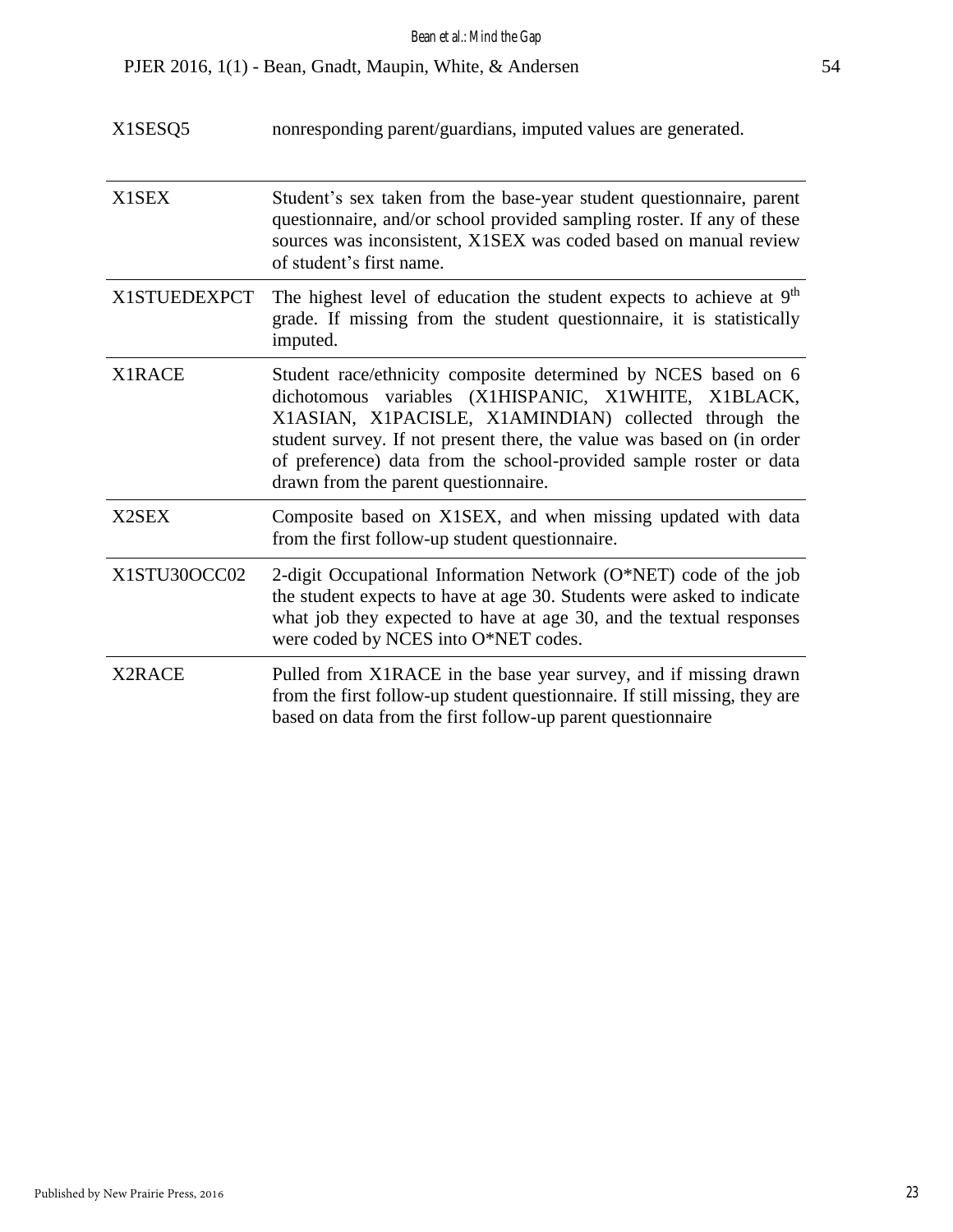| | |
|---|---|
| X1SESQ5 | nonresponding parent/guardians, imputed values are generated. |
| X1SEX | Student's sex taken from the base-year student questionnaire, parent questionnaire, and/or school provided sampling roster. If any of these sources was inconsistent, X1SEX was coded based on manual review of student's first name. |
| X1STUEDEXPCT | The highest level of education the student expects to achieve at 9th grade. If missing from the student questionnaire, it is statistically imputed. |
| X1RACE | Student race/ethnicity composite determined by NCES based on 6 dichotomous variables (X1HISPANIC, X1WHITE, X1BLACK, X1ASIAN, X1PACISLE, X1AMINDIAN) collected through the student survey. If not present there, the value was based on (in order of preference) data from the school-provided sample roster or data drawn from the parent questionnaire. |
| X2SEX | Composite based on X1SEX, and when missing updated with data from the first follow-up student questionnaire. |
| X1STU30OCC02 | 2-digit Occupational Information Network (O*NET) code of the job the student expects to have at age 30. Students were asked to indicate what job they expected to have at age 30, and the textual responses were coded by NCES into O*NET codes. |
| X2RACE | Pulled from X1RACE in the base year survey, and if missing drawn from the first follow-up student questionnaire. If still missing, they are based on data from the first follow-up parent questionnaire |